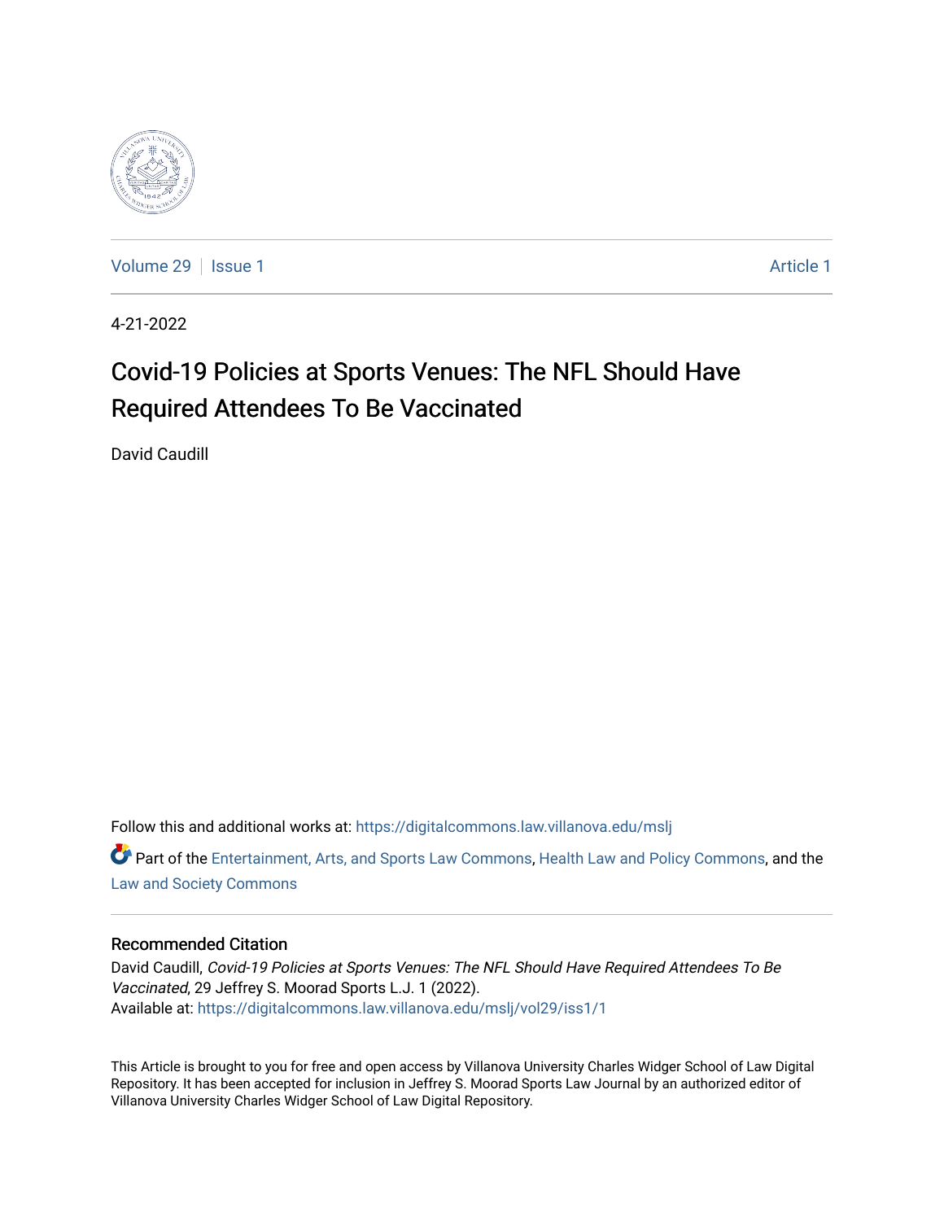Volume 29 | Issue 1 | Article 1

4-21-2022

# Covid-19 Policies at Sports Venues: The NFL Should Have Required Attendees To Be Vaccinated

David Caudill

Follow this and additional works at: https://digitalcommons.law.villanova.edu/mslj

Part of the Entertainment, Arts, and Sports Law Commons, Health Law and Policy Commons, and the Law and Society Commons

## Recommended Citation

David Caudill, *Covid-19 Policies at Sports Venues: The NFL Should Have Required Attendees To Be Vaccinated*, 29 Jeffrey S. Moorad Sports L.J. 1 (2022).
Available at: https://digitalcommons.law.villanova.edu/mslj/vol29/iss1/1

This Article is brought to you for free and open access by Villanova University Charles Widger School of Law Digital Repository. It has been accepted for inclusion in Jeffrey S. Moorad Sports Law Journal by an authorized editor of Villanova University Charles Widger School of Law Digital Repository.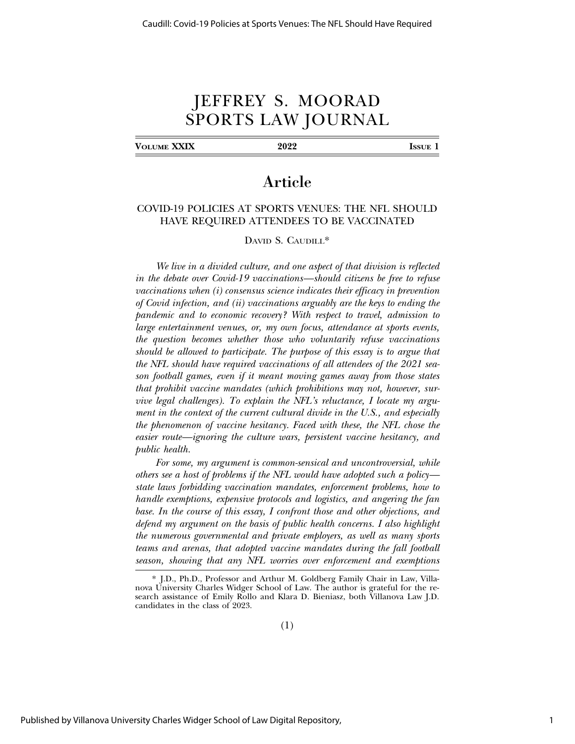# JEFFREY S. MOORAD SPORTS LAW JOURNAL

# Article

## COVID-19 POLICIES AT SPORTS VENUES: THE NFL SHOULD HAVE REQUIRED ATTENDEES TO BE VACCINATED

DAVID S. CAUDILL*

*We live in a divided culture, and one aspect of that division is reflected in the debate over Covid-19 vaccinations—should citizens be free to refuse vaccinations when (i) consensus science indicates their efficacy in prevention of Covid infection, and (ii) vaccinations arguably are the keys to ending the pandemic and to economic recovery? With respect to travel, admission to large entertainment venues, or, my own focus, attendance at sports events, the question becomes whether those who voluntarily refuse vaccinations should be allowed to participate. The purpose of this essay is to argue that the NFL should have required vaccinations of all attendees of the 2021 season football games, even if it meant moving games away from those states that prohibit vaccine mandates (which prohibitions may not, however, survive legal challenges). To explain the NFL's reluctance, I locate my argument in the context of the current cultural divide in the U.S., and especially the phenomenon of vaccine hesitancy. Faced with these, the NFL chose the easier route—ignoring the culture wars, persistent vaccine hesitancy, and public health.*

*For some, my argument is common-sensical and uncontroversial, while others see a host of problems if the NFL would have adopted such a policy—state laws forbidding vaccination mandates, enforcement problems, how to handle exemptions, expensive protocols and logistics, and angering the fan base. In the course of this essay, I confront those and other objections, and defend my argument on the basis of public health concerns. I also highlight the numerous governmental and private employers, as well as many sports teams and arenas, that adopted vaccine mandates during the fall football season, showing that any NFL worries over enforcement and exemptions*

\* J.D., Ph.D., Professor and Arthur M. Goldberg Family Chair in Law, Villanova University Charles Widger School of Law. The author is grateful for the research assistance of Emily Rollo and Klara D. Bieniasz, both Villanova Law J.D. candidates in the class of 2023.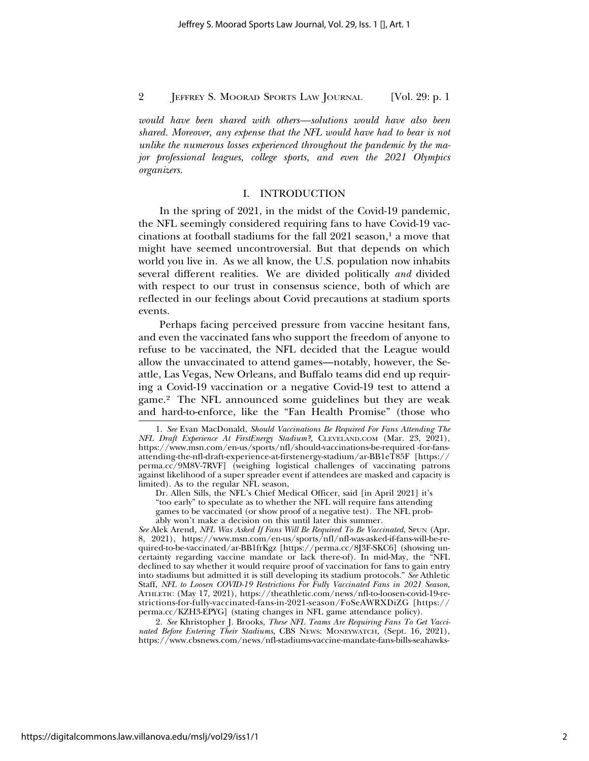*would have been shared with others—solutions would have also been shared. Moreover, any expense that the NFL would have had to bear is not unlike the numerous losses experienced throughout the pandemic by the major professional leagues, college sports, and even the 2021 Olympics organizers.*

## I. INTRODUCTION

In the spring of 2021, in the midst of the Covid-19 pandemic, the NFL seemingly considered requiring fans to have Covid-19 vaccinations at football stadiums for the fall 2021 season,[1] a move that might have seemed uncontroversial. But that depends on which world you live in. As we all know, the U.S. population now inhabits several different realities. We are divided politically *and* divided with respect to our trust in consensus science, both of which are reflected in our feelings about Covid precautions at stadium sports events.

Perhaps facing perceived pressure from vaccine hesitant fans, and even the vaccinated fans who support the freedom of anyone to refuse to be vaccinated, the NFL decided that the League would allow the unvaccinated to attend games—notably, however, the Seattle, Las Vegas, New Orleans, and Buffalo teams did end up requiring a Covid-19 vaccination or a negative Covid-19 test to attend a game.[2] The NFL announced some guidelines but they are weak and hard-to-enforce, like the "Fan Health Promise" (those who

---

1. *See* Evan MacDonald, *Should Vaccinations Be Required For Fans Attending The NFL Draft Experience At FirstEnergy Stadium?*, CLEVELAND.COM (Mar. 23, 2021), https://www.msn.com/en-us/sports/nfl/should-vaccinations-be-required -for-fans-attending-the-nfl-draft-experience-at-firstenergy-stadium/ar-BB1eT85F [https://perma.cc/9M8V-7RVF] (weighing logistical challenges of vaccinating patrons against likelihood of a super spreader event if attendees are masked and capacity is limited). As to the regular NFL season,

> Dr. Allen Sills, the NFL's Chief Medical Officer, said [in April 2021] it's "too early" to speculate as to whether the NFL will require fans attending games to be vaccinated (or show proof of a negative test). The NFL probably won't make a decision on this until later this summer.

*See* Alek Arend, *NFL Was Asked If Fans Will Be Required To Be Vaccinated*, SPUN (Apr. 8, 2021), https://www.msn.com/en-us/sports/nfl/nfl-was-asked-if-fans-will-be-required-to-be-vaccinated/ar-BB1frKgz [https://perma.cc/8J3F-SKC6] (showing uncertainty regarding vaccine mandate or lack there-of). In mid-May, the "NFL declined to say whether it would require proof of vaccination for fans to gain entry into stadiums but admitted it is still developing its stadium protocols." *See* Athletic Staff, *NFL to Loosen COVID-19 Restrictions For Fully Vaccinated Fans in 2021 Season*, ATHLETIC (May 17, 2021), https://theathletic.com/news/nfl-to-loosen-covid-19-restrictions-for-fully-vaccinated-fans-in-2021-season/FoSeAWRXDiZG [https://perma.cc/KZH3-EPYG] (stating changes in NFL game attendance policy).

2. *See* Khristopher J. Brooks, *These NFL Teams Are Requiring Fans To Get Vaccinated Before Entering Their Stadiums*, CBS NEWS: MONEYWATCH, (Sept. 16, 2021), https://www.cbsnews.com/news/nfl-stadiums-vaccine-mandate-fans-bills-seahawks-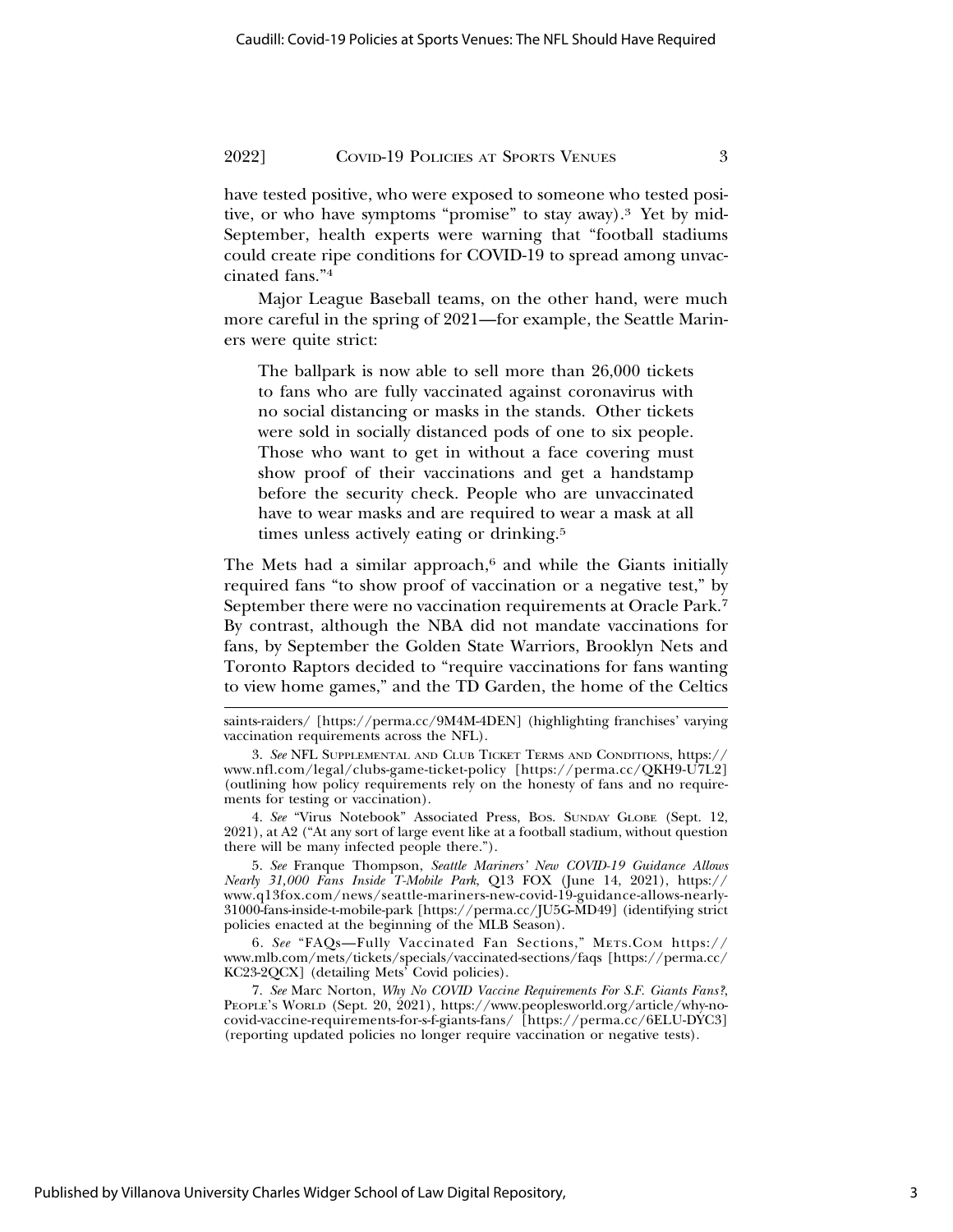have tested positive, who were exposed to someone who tested positive, or who have symptoms "promise" to stay away).[3] Yet by mid-September, health experts were warning that "football stadiums could create ripe conditions for COVID-19 to spread among unvaccinated fans."[4]

Major League Baseball teams, on the other hand, were much more careful in the spring of 2021—for example, the Seattle Mariners were quite strict:

> The ballpark is now able to sell more than 26,000 tickets to fans who are fully vaccinated against coronavirus with no social distancing or masks in the stands. Other tickets were sold in socially distanced pods of one to six people. Those who want to get in without a face covering must show proof of their vaccinations and get a handstamp before the security check. People who are unvaccinated have to wear masks and are required to wear a mask at all times unless actively eating or drinking.[5]

The Mets had a similar approach,[6] and while the Giants initially required fans "to show proof of vaccination or a negative test," by September there were no vaccination requirements at Oracle Park.[7] By contrast, although the NBA did not mandate vaccinations for fans, by September the Golden State Warriors, Brooklyn Nets and Toronto Raptors decided to "require vaccinations for fans wanting to view home games," and the TD Garden, the home of the Celtics

---

saints-raiders/ [https://perma.cc/9M4M-4DEN] (highlighting franchises' varying vaccination requirements across the NFL).

3. *See* NFL Supplemental and Club Ticket Terms and Conditions, https://www.nfl.com/legal/clubs-game-ticket-policy [https://perma.cc/QKH9-U7L2] (outlining how policy requirements rely on the honesty of fans and no requirements for testing or vaccination).

4. *See* "Virus Notebook" Associated Press, Bos. Sunday Globe (Sept. 12, 2021), at A2 ("At any sort of large event like at a football stadium, without question there will be many infected people there.").

5. *See* Franque Thompson, *Seattle Mariners' New COVID-19 Guidance Allows Nearly 31,000 Fans Inside T-Mobile Park*, Q13 FOX (June 14, 2021), https://www.q13fox.com/news/seattle-mariners-new-covid-19-guidance-allows-nearly-31000-fans-inside-t-mobile-park [https://perma.cc/JU5G-MD49] (identifying strict policies enacted at the beginning of the MLB Season).

6. *See* "FAQs—Fully Vaccinated Fan Sections," Mets.Com https://www.mlb.com/mets/tickets/specials/vaccinated-sections/faqs [https://perma.cc/KC23-2QCX] (detailing Mets' Covid policies).

7. *See* Marc Norton, *Why No COVID Vaccine Requirements For S.F. Giants Fans?*, People's World (Sept. 20, 2021), https://www.peoplesworld.org/article/why-no-covid-vaccine-requirements-for-s-f-giants-fans/ [https://perma.cc/6ELU-DYC3] (reporting updated policies no longer require vaccination or negative tests).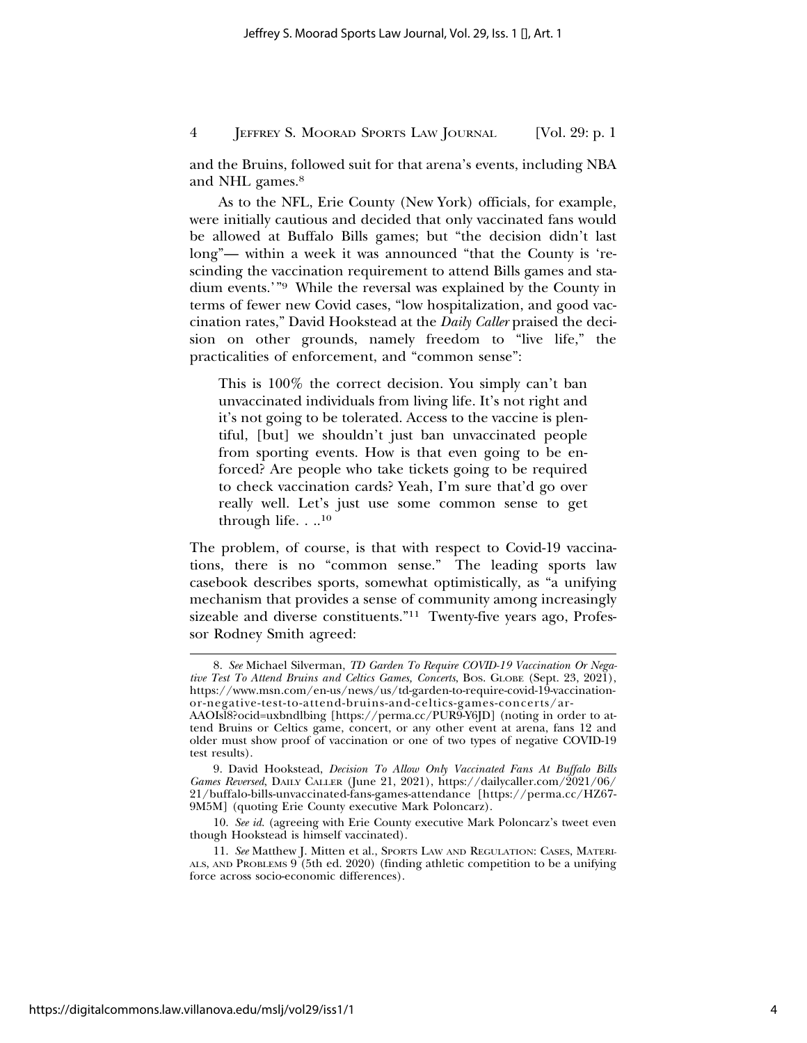and the Bruins, followed suit for that arena's events, including NBA and NHL games.[8]

As to the NFL, Erie County (New York) officials, for example, were initially cautious and decided that only vaccinated fans would be allowed at Buffalo Bills games; but "the decision didn't last long"— within a week it was announced "that the County is 'rescinding the vaccination requirement to attend Bills games and stadium events.'"[9] While the reversal was explained by the County in terms of fewer new Covid cases, "low hospitalization, and good vaccination rates," David Hookstead at the *Daily Caller* praised the decision on other grounds, namely freedom to "live life," the practicalities of enforcement, and "common sense":

> This is 100% the correct decision. You simply can't ban unvaccinated individuals from living life. It's not right and it's not going to be tolerated. Access to the vaccine is plentiful, [but] we shouldn't just ban unvaccinated people from sporting events. How is that even going to be enforced? Are people who take tickets going to be required to check vaccination cards? Yeah, I'm sure that'd go over really well. Let's just use some common sense to get through life. . ..[10]

The problem, of course, is that with respect to Covid-19 vaccinations, there is no "common sense." The leading sports law casebook describes sports, somewhat optimistically, as "a unifying mechanism that provides a sense of community among increasingly sizeable and diverse constituents."[11] Twenty-five years ago, Professor Rodney Smith agreed:

---

8. *See* Michael Silverman, *TD Garden To Require COVID-19 Vaccination Or Negative Test To Attend Bruins and Celtics Games, Concerts*, Bos. Globe (Sept. 23, 2021), https://www.msn.com/en-us/news/us/td-garden-to-require-covid-19-vaccination-or-negative-test-to-attend-bruins-and-celtics-games-concerts/ar-AAOIsl8?ocid=uxbndlbing [https://perma.cc/PUR9-Y6JD] (noting in order to attend Bruins or Celtics game, concert, or any other event at arena, fans 12 and older must show proof of vaccination or one of two types of negative COVID-19 test results).

9. David Hookstead, *Decision To Allow Only Vaccinated Fans At Buffalo Bills Games Reversed*, Daily Caller (June 21, 2021), https://dailycaller.com/2021/06/21/buffalo-bills-unvaccinated-fans-games-attendance [https://perma.cc/HZ67-9M5M] (quoting Erie County executive Mark Poloncarz).

10. *See id.* (agreeing with Erie County executive Mark Poloncarz's tweet even though Hookstead is himself vaccinated).

11. *See* Matthew J. Mitten et al., Sports Law and Regulation: Cases, Materials, and Problems 9 (5th ed. 2020) (finding athletic competition to be a unifying force across socio-economic differences).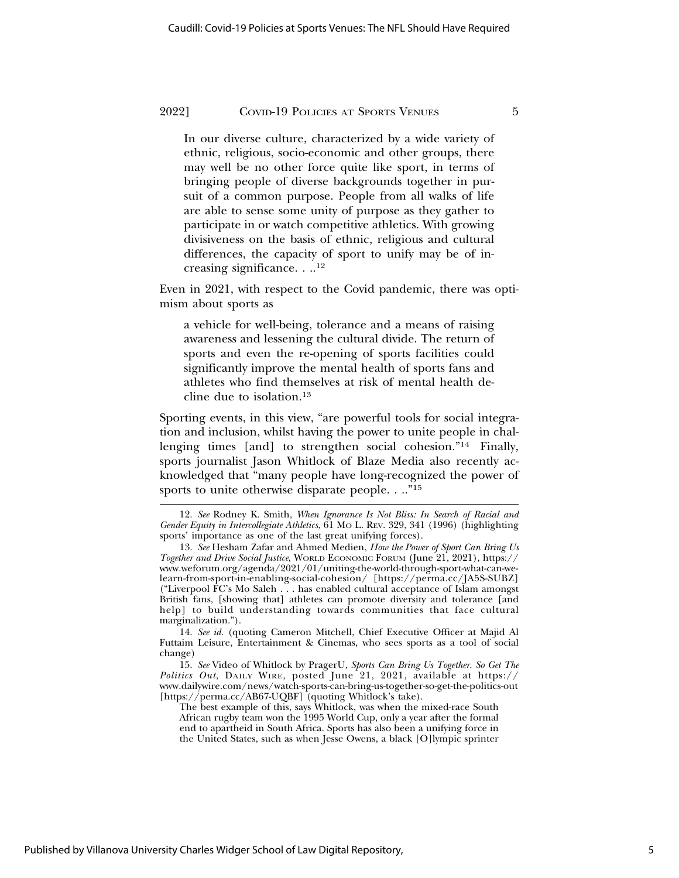> In our diverse culture, characterized by a wide variety of ethnic, religious, socio-economic and other groups, there may well be no other force quite like sport, in terms of bringing people of diverse backgrounds together in pursuit of a common purpose. People from all walks of life are able to sense some unity of purpose as they gather to participate in or watch competitive athletics. With growing divisiveness on the basis of ethnic, religious and cultural differences, the capacity of sport to unify may be of increasing significance. . ..[12]

Even in 2021, with respect to the Covid pandemic, there was optimism about sports as

> a vehicle for well-being, tolerance and a means of raising awareness and lessening the cultural divide. The return of sports and even the re-opening of sports facilities could significantly improve the mental health of sports fans and athletes who find themselves at risk of mental health decline due to isolation.[13]

Sporting events, in this view, "are powerful tools for social integration and inclusion, whilst having the power to unite people in challenging times [and] to strengthen social cohesion."[14] Finally, sports journalist Jason Whitlock of Blaze Media also recently acknowledged that "many people have long-recognized the power of sports to unite otherwise disparate people. . .."[15]

---

12. *See* Rodney K. Smith, *When Ignorance Is Not Bliss: In Search of Racial and Gender Equity in Intercollegiate Athletics*, 61 MO L. REV. 329, 341 (1996) (highlighting sports' importance as one of the last great unifying forces).

13. *See* Hesham Zafar and Ahmed Medien, *How the Power of Sport Can Bring Us Together and Drive Social Justice*, WORLD ECONOMIC FORUM (June 21, 2021), https://www.weforum.org/agenda/2021/01/uniting-the-world-through-sport-what-can-we-learn-from-sport-in-enabling-social-cohesion/ [https://perma.cc/JA5S-SUBZ] ("Liverpool FC's Mo Saleh . . . has enabled cultural acceptance of Islam amongst British fans, [showing that] athletes can promote diversity and tolerance [and help] to build understanding towards communities that face cultural marginalization.").

14. *See id.* (quoting Cameron Mitchell, Chief Executive Officer at Majid Al Futtaim Leisure, Entertainment & Cinemas, who sees sports as a tool of social change)

15. *See* Video of Whitlock by PragerU, *Sports Can Bring Us Together. So Get The Politics Out*, DAILY WIRE, posted June 21, 2021, available at https://www.dailywire.com/news/watch-sports-can-bring-us-together-so-get-the-politics-out [https://perma.cc/AB67-UQBF] (quoting Whitlock's take).

> The best example of this, says Whitlock, was when the mixed-race South African rugby team won the 1995 World Cup, only a year after the formal end to apartheid in South Africa. Sports has also been a unifying force in the United States, such as when Jesse Owens, a black [O]lympic sprinter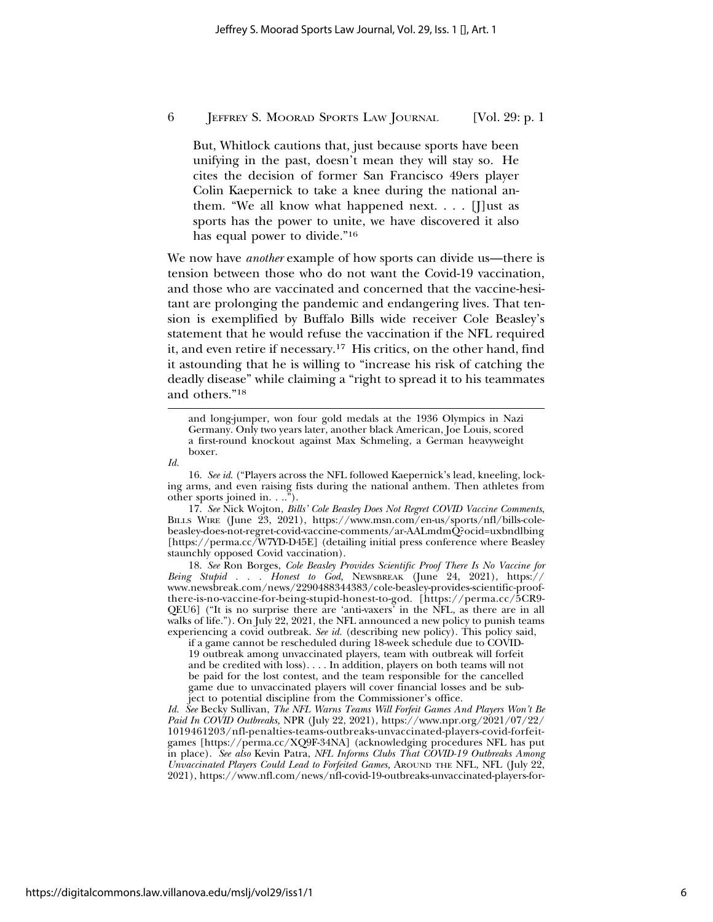> But, Whitlock cautions that, just because sports have been unifying in the past, doesn't mean they will stay so. He cites the decision of former San Francisco 49ers player Colin Kaepernick to take a knee during the national anthem. "We all know what happened next. . . . [J]ust as sports has the power to unite, we have discovered it also has equal power to divide."[16]

We now have *another* example of how sports can divide us—there is tension between those who do not want the Covid-19 vaccination, and those who are vaccinated and concerned that the vaccine-hesitant are prolonging the pandemic and endangering lives. That tension is exemplified by Buffalo Bills wide receiver Cole Beasley's statement that he would refuse the vaccination if the NFL required it, and even retire if necessary.[17] His critics, on the other hand, find it astounding that he is willing to "increase his risk of catching the deadly disease" while claiming a "right to spread it to his teammates and others."[18]

---

> and long-jumper, won four gold medals at the 1936 Olympics in Nazi Germany. Only two years later, another black American, Joe Louis, scored a first-round knockout against Max Schmeling, a German heavyweight boxer.

*Id.*

16. *See id.* ("Players across the NFL followed Kaepernick's lead, kneeling, locking arms, and even raising fists during the national anthem. Then athletes from other sports joined in. . ..").

17. *See* Nick Wojton, *Bills' Cole Beasley Does Not Regret COVID Vaccine Comments*, BILLS WIRE (June 23, 2021), https://www.msn.com/en-us/sports/nfl/bills-cole-beasley-does-not-regret-covid-vaccine-comments/ar-AALmdmQ?ocid=uxbndlbing [https://perma.cc/W7YD-D45E] (detailing initial press conference where Beasley staunchly opposed Covid vaccination).

18. *See* Ron Borges, *Cole Beasley Provides Scientific Proof There Is No Vaccine for Being Stupid . . . Honest to God,* NEWSBREAK (June 24, 2021), https://www.newsbreak.com/news/2290488344383/cole-beasley-provides-scientific-proof-there-is-no-vaccine-for-being-stupid-honest-to-god. [https://perma.cc/5CR9-QEU6] ("It is no surprise there are 'anti-vaxers' in the NFL, as there are in all walks of life."). On July 22, 2021, the NFL announced a new policy to punish teams experiencing a covid outbreak. *See id.* (describing new policy). This policy said,

> if a game cannot be rescheduled during 18-week schedule due to COVID-19 outbreak among unvaccinated players, team with outbreak will forfeit and be credited with loss). . . . In addition, players on both teams will not be paid for the lost contest, and the team responsible for the cancelled game due to unvaccinated players will cover financial losses and be subject to potential discipline from the Commissioner's office.

*Id. See* Becky Sullivan, *The NFL Warns Teams Will Forfeit Games And Players Won't Be Paid In COVID Outbreaks,* NPR (July 22, 2021), https://www.npr.org/2021/07/22/1019461203/nfl-penalties-teams-outbreaks-unvaccinated-players-covid-forfeit-games [https://perma.cc/XQ9F-34NA] (acknowledging procedures NFL has put in place). *See also* Kevin Patra, *NFL Informs Clubs That COVID-19 Outbreaks Among Unvaccinated Players Could Lead to Forfeited Games,* AROUND THE NFL, NFL (July 22, 2021), https://www.nfl.com/news/nfl-covid-19-outbreaks-unvaccinated-players-for-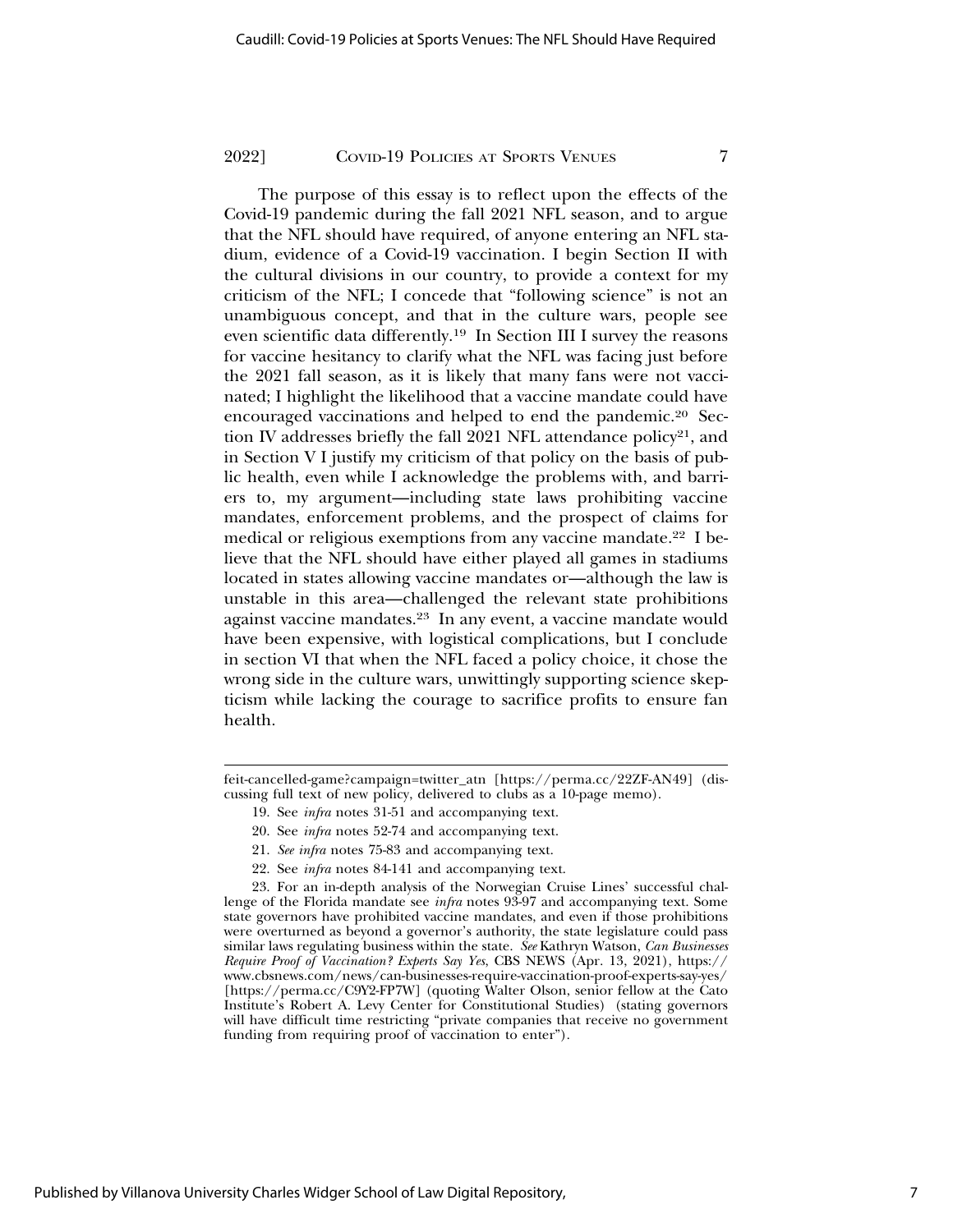The purpose of this essay is to reflect upon the effects of the Covid-19 pandemic during the fall 2021 NFL season, and to argue that the NFL should have required, of anyone entering an NFL stadium, evidence of a Covid-19 vaccination. I begin Section II with the cultural divisions in our country, to provide a context for my criticism of the NFL; I concede that "following science" is not an unambiguous concept, and that in the culture wars, people see even scientific data differently.[19] In Section III I survey the reasons for vaccine hesitancy to clarify what the NFL was facing just before the 2021 fall season, as it is likely that many fans were not vaccinated; I highlight the likelihood that a vaccine mandate could have encouraged vaccinations and helped to end the pandemic.[20] Section IV addresses briefly the fall 2021 NFL attendance policy[21], and in Section V I justify my criticism of that policy on the basis of public health, even while I acknowledge the problems with, and barriers to, my argument—including state laws prohibiting vaccine mandates, enforcement problems, and the prospect of claims for medical or religious exemptions from any vaccine mandate.[22] I believe that the NFL should have either played all games in stadiums located in states allowing vaccine mandates or—although the law is unstable in this area—challenged the relevant state prohibitions against vaccine mandates.[23] In any event, a vaccine mandate would have been expensive, with logistical complications, but I conclude in section VI that when the NFL faced a policy choice, it chose the wrong side in the culture wars, unwittingly supporting science skepticism while lacking the courage to sacrifice profits to ensure fan health.

---

feit-cancelled-game?campaign=twitter_atn [https://perma.cc/22ZF-AN49] (discussing full text of new policy, delivered to clubs as a 10-page memo).

19. See *infra* notes 31-51 and accompanying text.

20. See *infra* notes 52-74 and accompanying text.

21. *See infra* notes 75-83 and accompanying text.

22. See *infra* notes 84-141 and accompanying text.

23. For an in-depth analysis of the Norwegian Cruise Lines' successful challenge of the Florida mandate see *infra* notes 93-97 and accompanying text. Some state governors have prohibited vaccine mandates, and even if those prohibitions were overturned as beyond a governor's authority, the state legislature could pass similar laws regulating business within the state. *See* Kathryn Watson, *Can Businesses Require Proof of Vaccination? Experts Say Yes*, CBS NEWS (Apr. 13, 2021), https://www.cbsnews.com/news/can-businesses-require-vaccination-proof-experts-say-yes/ [https://perma.cc/C9Y2-FP7W] (quoting Walter Olson, senior fellow at the Cato Institute's Robert A. Levy Center for Constitutional Studies) (stating governors will have difficult time restricting "private companies that receive no government funding from requiring proof of vaccination to enter").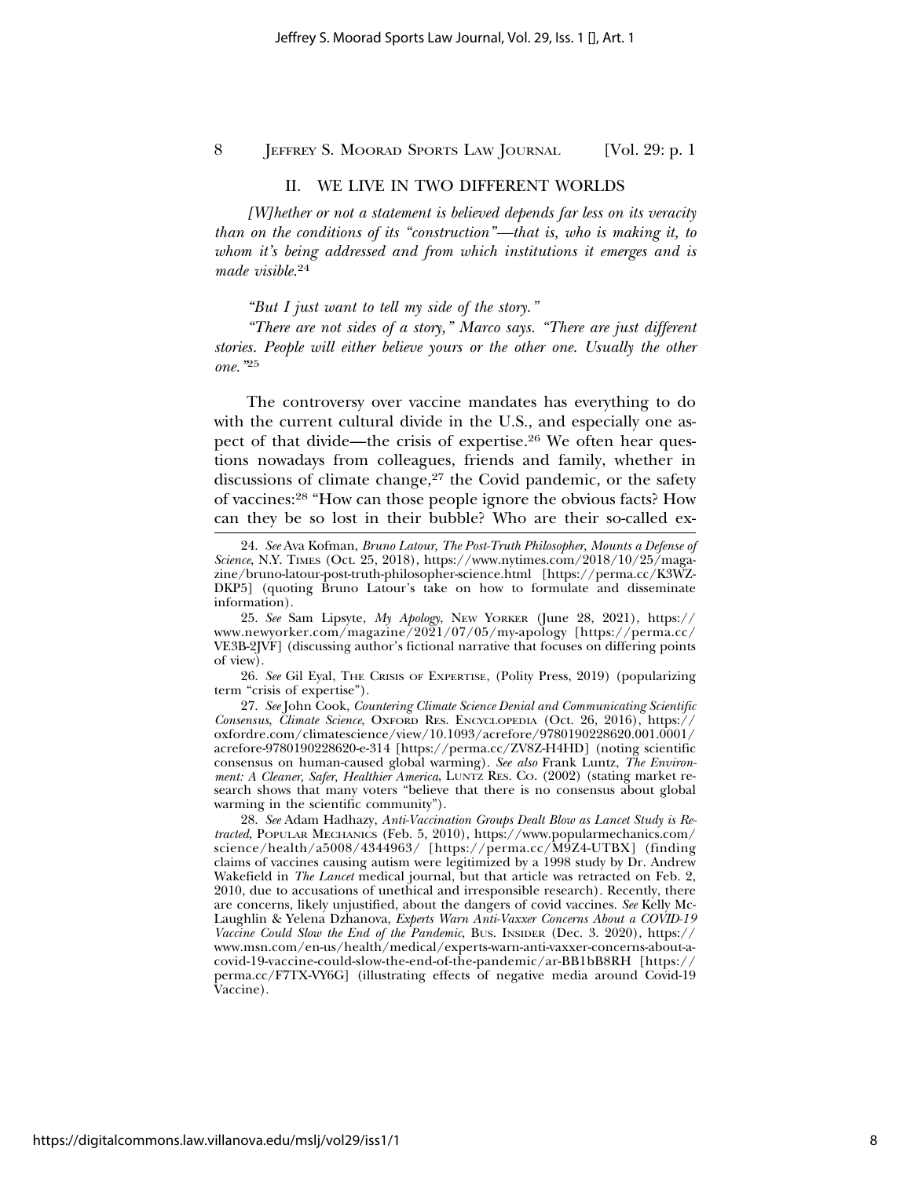## II. WE LIVE IN TWO DIFFERENT WORLDS

*[W]hether or not a statement is believed depends far less on its veracity than on the conditions of its "construction"—that is, who is making it, to whom it's being addressed and from which institutions it emerges and is made visible.*[24]

*"But I just want to tell my side of the story."*

*"There are not sides of a story," Marco says. "There are just different stories. People will either believe yours or the other one. Usually the other one."*[25]

The controversy over vaccine mandates has everything to do with the current cultural divide in the U.S., and especially one aspect of that divide—the crisis of expertise.[26] We often hear questions nowadays from colleagues, friends and family, whether in discussions of climate change,[27] the Covid pandemic, or the safety of vaccines:[28] "How can those people ignore the obvious facts? How can they be so lost in their bubble? Who are their so-called ex-

---

24. *See* Ava Kofman, *Bruno Latour, The Post-Truth Philosopher, Mounts a Defense of Science*, N.Y. TIMES (Oct. 25, 2018), https://www.nytimes.com/2018/10/25/magazine/bruno-latour-post-truth-philosopher-science.html [https://perma.cc/K3WZ-DKP5] (quoting Bruno Latour's take on how to formulate and disseminate information).

25. *See* Sam Lipsyte, *My Apology*, NEW YORKER (June 28, 2021), https://www.newyorker.com/magazine/2021/07/05/my-apology [https://perma.cc/VE3B-2JVF] (discussing author's fictional narrative that focuses on differing points of view).

26. *See* Gil Eyal, THE CRISIS OF EXPERTISE, (Polity Press, 2019) (popularizing term "crisis of expertise").

27. *See* John Cook, *Countering Climate Science Denial and Communicating Scientific Consensus*, *Climate Science*, OXFORD RES. ENCYCLOPEDIA (Oct. 26, 2016), https://oxfordre.com/climatescience/view/10.1093/acrefore/9780190228620.001.0001/acrefore-9780190228620-e-314 [https://perma.cc/ZV8Z-H4HD] (noting scientific consensus on human-caused global warming). *See also* Frank Luntz, *The Environment: A Cleaner, Safer, Healthier America*, LUNTZ RES. CO. (2002) (stating market research shows that many voters "believe that there is no consensus about global warming in the scientific community").

28. *See* Adam Hadhazy, *Anti-Vaccination Groups Dealt Blow as Lancet Study is Retracted*, POPULAR MECHANICS (Feb. 5, 2010), https://www.popularmechanics.com/science/health/a5008/4344963/ [https://perma.cc/M9Z4-UTBX] (finding claims of vaccines causing autism were legitimized by a 1998 study by Dr. Andrew Wakefield in *The Lancet* medical journal, but that article was retracted on Feb. 2, 2010, due to accusations of unethical and irresponsible research). Recently, there are concerns, likely unjustified, about the dangers of covid vaccines. *See* Kelly McLaughlin & Yelena Dzhanova, *Experts Warn Anti-Vaxxer Concerns About a COVID-19 Vaccine Could Slow the End of the Pandemic*, BUS. INSIDER (Dec. 3. 2020), https://www.msn.com/en-us/health/medical/experts-warn-anti-vaxxer-concerns-about-a-covid-19-vaccine-could-slow-the-end-of-the-pandemic/ar-BB1bB8RH [https://perma.cc/F7TX-VY6G] (illustrating effects of negative media around Covid-19 Vaccine).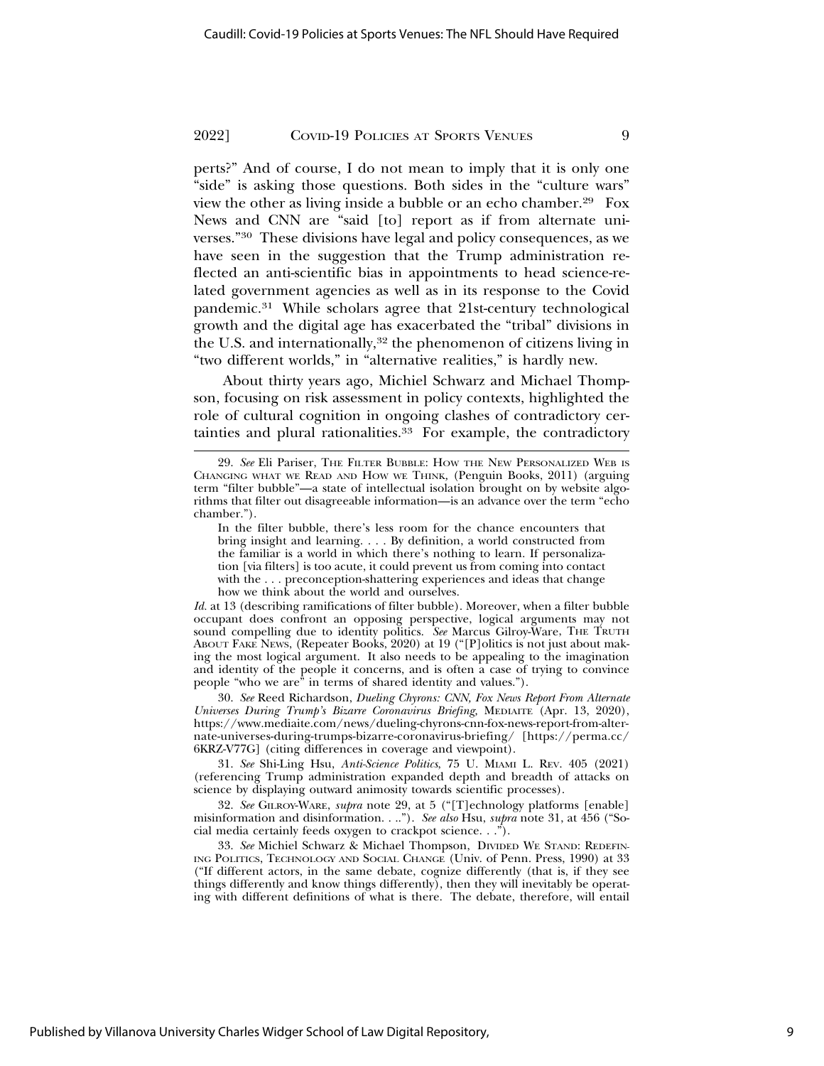perts?" And of course, I do not mean to imply that it is only one "side" is asking those questions. Both sides in the "culture wars" view the other as living inside a bubble or an echo chamber.[29] Fox News and CNN are "said [to] report as if from alternate universes."[30] These divisions have legal and policy consequences, as we have seen in the suggestion that the Trump administration reflected an anti-scientific bias in appointments to head science-related government agencies as well as in its response to the Covid pandemic.[31] While scholars agree that 21st-century technological growth and the digital age has exacerbated the "tribal" divisions in the U.S. and internationally,[32] the phenomenon of citizens living in "two different worlds," in "alternative realities," is hardly new.

About thirty years ago, Michiel Schwarz and Michael Thompson, focusing on risk assessment in policy contexts, highlighted the role of cultural cognition in ongoing clashes of contradictory certainties and plural rationalities.[33] For example, the contradictory

---

29. *See* Eli Pariser, The Filter Bubble: How the New Personalized Web is Changing what we Read and How we Think, (Penguin Books, 2011) (arguing term "filter bubble"—a state of intellectual isolation brought on by website algorithms that filter out disagreeable information—is an advance over the term "echo chamber.").

> In the filter bubble, there's less room for the chance encounters that bring insight and learning. . . . By definition, a world constructed from the familiar is a world in which there's nothing to learn. If personalization [via filters] is too acute, it could prevent us from coming into contact with the . . . preconception-shattering experiences and ideas that change how we think about the world and ourselves.

*Id.* at 13 (describing ramifications of filter bubble). Moreover, when a filter bubble occupant does confront an opposing perspective, logical arguments may not sound compelling due to identity politics. *See* Marcus Gilroy-Ware, The Truth About Fake News, (Repeater Books, 2020) at 19 ("[P]olitics is not just about making the most logical argument. It also needs to be appealing to the imagination and identity of the people it concerns, and is often a case of trying to convince people "who we are" in terms of shared identity and values.").

30. *See* Reed Richardson, *Dueling Chyrons: CNN, Fox News Report From Alternate Universes During Trump's Bizarre Coronavirus Briefing,* Mediaite (Apr. 13, 2020), https://www.mediaite.com/news/dueling-chyrons-cnn-fox-news-report-from-alternate-universes-during-trumps-bizarre-coronavirus-briefing/ [https://perma.cc/6KRZ-V77G] (citing differences in coverage and viewpoint).

31. *See* Shi-Ling Hsu, *Anti-Science Politics*, 75 U. Miami L. Rev. 405 (2021) (referencing Trump administration expanded depth and breadth of attacks on science by displaying outward animosity towards scientific processes).

32. *See* Gilroy-Ware, *supra* note 29, at 5 ("[T]echnology platforms [enable] misinformation and disinformation. . .."). *See also* Hsu, *supra* note 31, at 456 ("Social media certainly feeds oxygen to crackpot science. . .").

33. *See* Michiel Schwarz & Michael Thompson, Divided We Stand: Redefining Politics, Technology and Social Change (Univ. of Penn. Press, 1990) at 33 ("If different actors, in the same debate, cognize differently (that is, if they see things differently and know things differently), then they will inevitably be operating with different definitions of what is there. The debate, therefore, will entail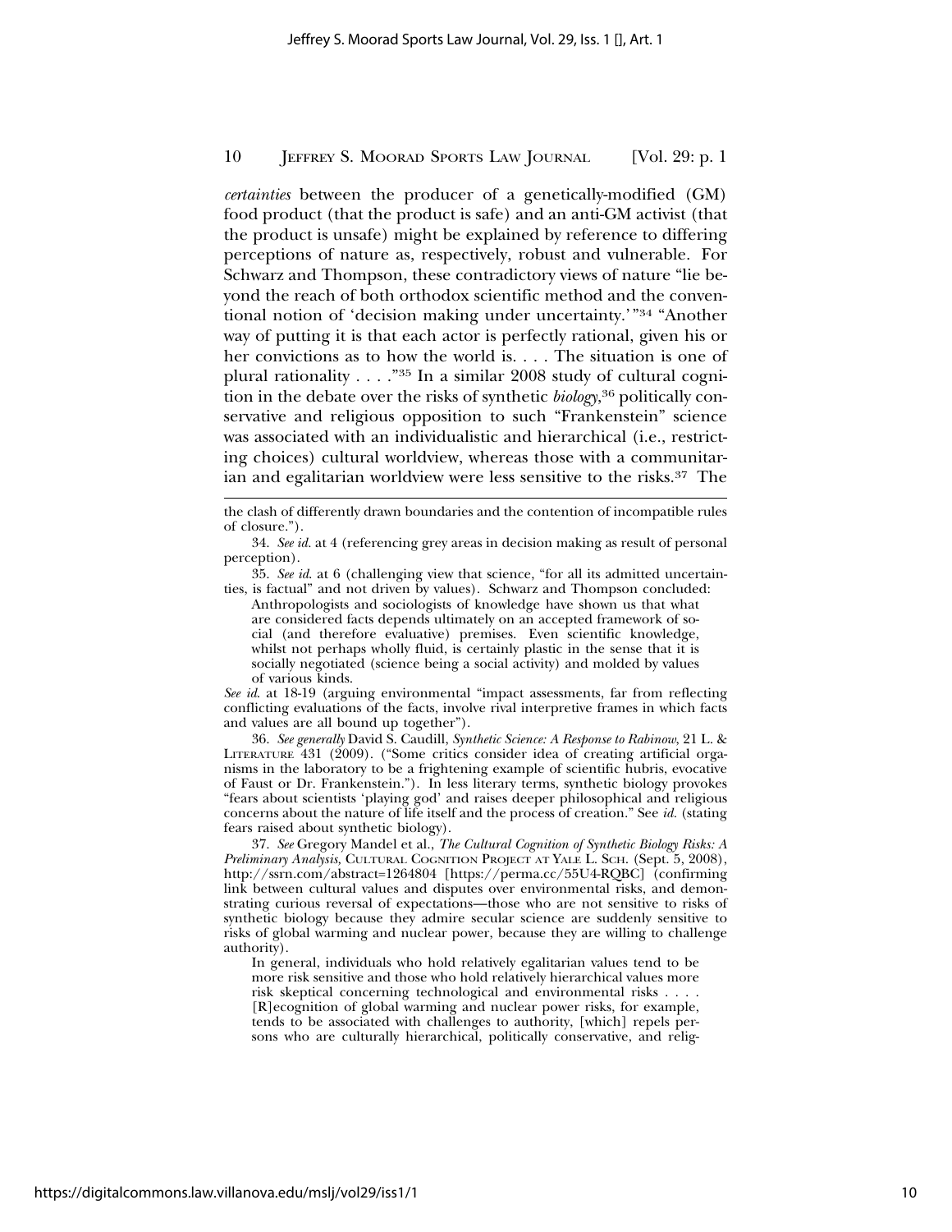*certainties* between the producer of a genetically-modified (GM) food product (that the product is safe) and an anti-GM activist (that the product is unsafe) might be explained by reference to differing perceptions of nature as, respectively, robust and vulnerable. For Schwarz and Thompson, these contradictory views of nature "lie beyond the reach of both orthodox scientific method and the conventional notion of 'decision making under uncertainty.'"[34] "Another way of putting it is that each actor is perfectly rational, given his or her convictions as to how the world is. . . . The situation is one of plural rationality . . . ."[35] In a similar 2008 study of cultural cognition in the debate over the risks of synthetic *biology*,[36] politically conservative and religious opposition to such "Frankenstein" science was associated with an individualistic and hierarchical (i.e., restricting choices) cultural worldview, whereas those with a communitarian and egalitarian worldview were less sensitive to the risks.[37] The

---

the clash of differently drawn boundaries and the contention of incompatible rules of closure.").

34. *See id.* at 4 (referencing grey areas in decision making as result of personal perception).

35. *See id*. at 6 (challenging view that science, "for all its admitted uncertainties, is factual" and not driven by values). Schwarz and Thompson concluded:

> Anthropologists and sociologists of knowledge have shown us that what are considered facts depends ultimately on an accepted framework of social (and therefore evaluative) premises. Even scientific knowledge, whilst not perhaps wholly fluid, is certainly plastic in the sense that it is socially negotiated (science being a social activity) and molded by values of various kinds.

*See id*. at 18-19 (arguing environmental "impact assessments, far from reflecting conflicting evaluations of the facts, involve rival interpretive frames in which facts and values are all bound up together").

36. *See generally* David S. Caudill, *Synthetic Science: A Response to Rabinow*, 21 L. & LITERATURE 431 (2009). ("Some critics consider idea of creating artificial organisms in the laboratory to be a frightening example of scientific hubris, evocative of Faust or Dr. Frankenstein."). In less literary terms, synthetic biology provokes "fears about scientists 'playing god' and raises deeper philosophical and religious concerns about the nature of life itself and the process of creation." See *id.* (stating fears raised about synthetic biology).

37. *See* Gregory Mandel et al., *The Cultural Cognition of Synthetic Biology Risks: A Preliminary Analysis*, CULTURAL COGNITION PROJECT AT YALE L. SCH. (Sept. 5, 2008), http://ssrn.com/abstract=1264804 [https://perma.cc/55U4-RQBC] (confirming link between cultural values and disputes over environmental risks, and demonstrating curious reversal of expectations—those who are not sensitive to risks of synthetic biology because they admire secular science are suddenly sensitive to risks of global warming and nuclear power, because they are willing to challenge authority).

> In general, individuals who hold relatively egalitarian values tend to be more risk sensitive and those who hold relatively hierarchical values more risk skeptical concerning technological and environmental risks . . . . [R]ecognition of global warming and nuclear power risks, for example, tends to be associated with challenges to authority, [which] repels persons who are culturally hierarchical, politically conservative, and relig-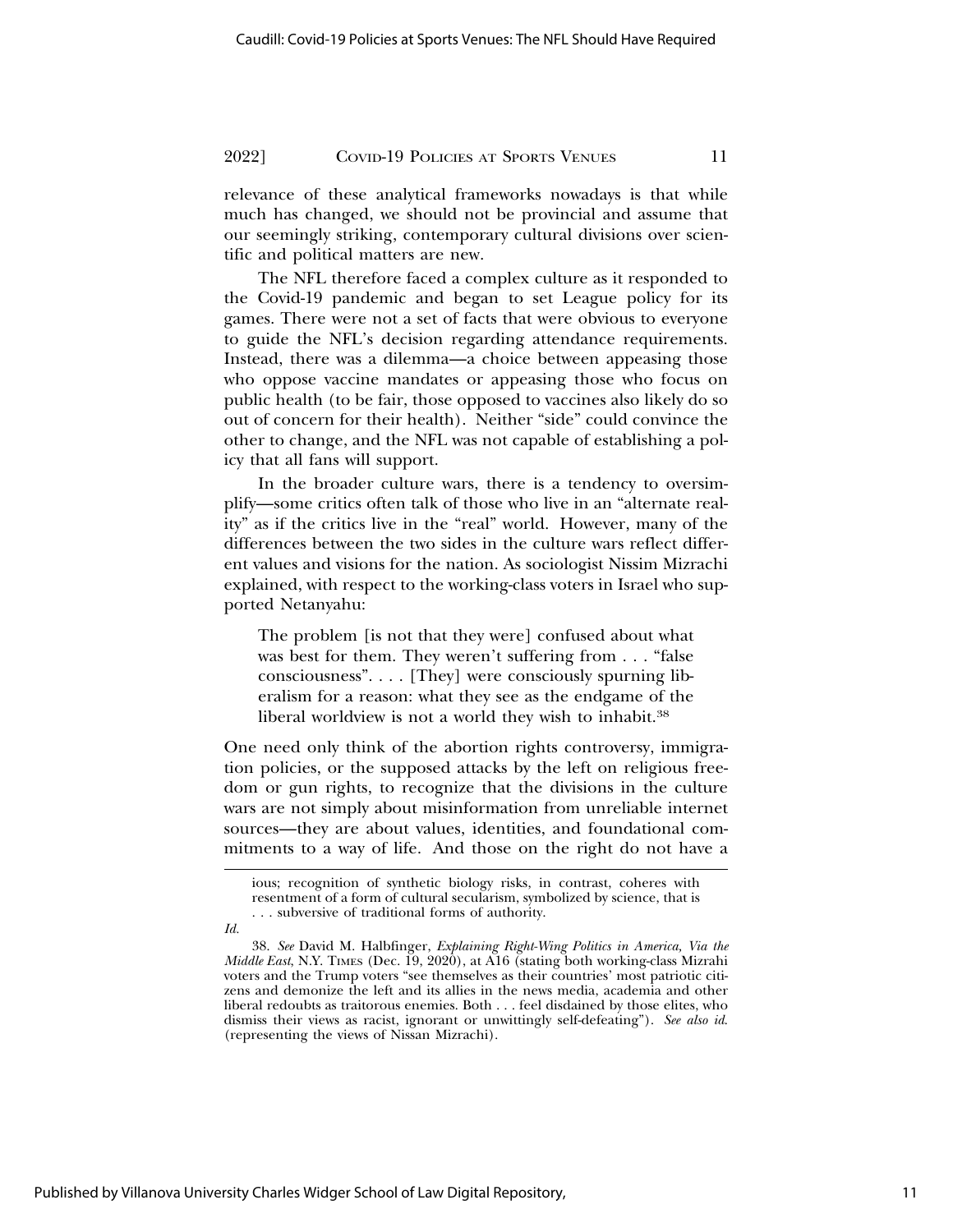relevance of these analytical frameworks nowadays is that while much has changed, we should not be provincial and assume that our seemingly striking, contemporary cultural divisions over scientific and political matters are new.

The NFL therefore faced a complex culture as it responded to the Covid-19 pandemic and began to set League policy for its games. There were not a set of facts that were obvious to everyone to guide the NFL's decision regarding attendance requirements. Instead, there was a dilemma—a choice between appeasing those who oppose vaccine mandates or appeasing those who focus on public health (to be fair, those opposed to vaccines also likely do so out of concern for their health). Neither "side" could convince the other to change, and the NFL was not capable of establishing a policy that all fans will support.

In the broader culture wars, there is a tendency to oversimplify—some critics often talk of those who live in an "alternate reality" as if the critics live in the "real" world. However, many of the differences between the two sides in the culture wars reflect different values and visions for the nation. As sociologist Nissim Mizrachi explained, with respect to the working-class voters in Israel who supported Netanyahu:

> The problem [is not that they were] confused about what was best for them. They weren't suffering from . . . "false consciousness". . . . [They] were consciously spurning liberalism for a reason: what they see as the endgame of the liberal worldview is not a world they wish to inhabit.[38]

One need only think of the abortion rights controversy, immigration policies, or the supposed attacks by the left on religious freedom or gun rights, to recognize that the divisions in the culture wars are not simply about misinformation from unreliable internet sources—they are about values, identities, and foundational commitments to a way of life. And those on the right do not have a

---

ious; recognition of synthetic biology risks, in contrast, coheres with resentment of a form of cultural secularism, symbolized by science, that is . . . subversive of traditional forms of authority.

*Id.*

38. *See* David M. Halbfinger, *Explaining Right-Wing Politics in America, Via the Middle East*, N.Y. TIMES (Dec. 19, 2020), at A16 (stating both working-class Mizrahi voters and the Trump voters "see themselves as their countries' most patriotic citizens and demonize the left and its allies in the news media, academia and other liberal redoubts as traitorous enemies. Both . . . feel disdained by those elites, who dismiss their views as racist, ignorant or unwittingly self-defeating"). *See also id.* (representing the views of Nissan Mizrachi).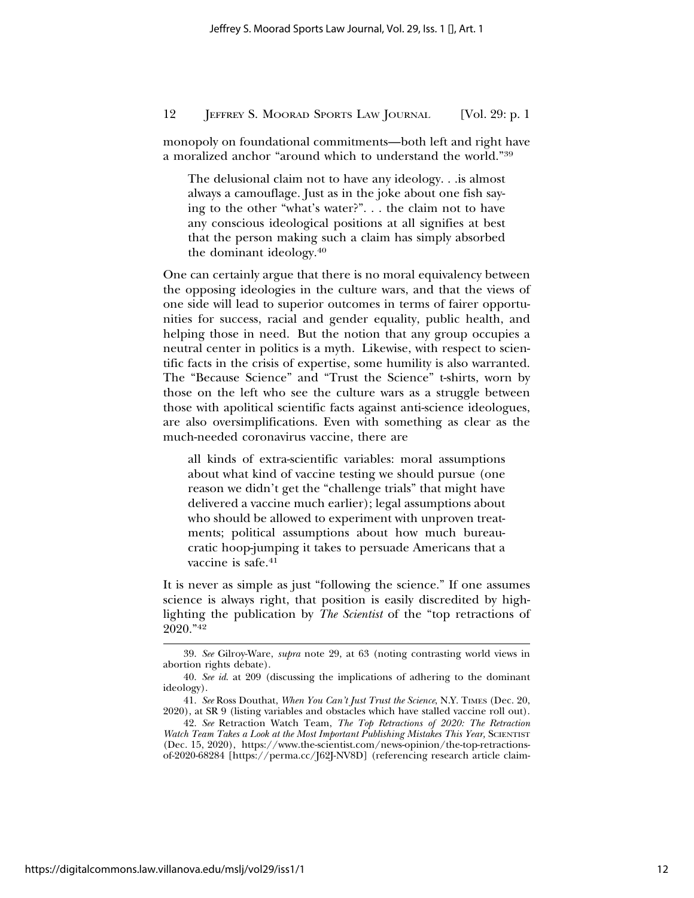monopoly on foundational commitments—both left and right have a moralized anchor "around which to understand the world."[39]

> The delusional claim not to have any ideology. . .is almost always a camouflage. Just as in the joke about one fish saying to the other "what's water?". . . the claim not to have any conscious ideological positions at all signifies at best that the person making such a claim has simply absorbed the dominant ideology.[40]

One can certainly argue that there is no moral equivalency between the opposing ideologies in the culture wars, and that the views of one side will lead to superior outcomes in terms of fairer opportunities for success, racial and gender equality, public health, and helping those in need. But the notion that any group occupies a neutral center in politics is a myth. Likewise, with respect to scientific facts in the crisis of expertise, some humility is also warranted. The "Because Science" and "Trust the Science" t-shirts, worn by those on the left who see the culture wars as a struggle between those with apolitical scientific facts against anti-science ideologues, are also oversimplifications. Even with something as clear as the much-needed coronavirus vaccine, there are

> all kinds of extra-scientific variables: moral assumptions about what kind of vaccine testing we should pursue (one reason we didn't get the "challenge trials" that might have delivered a vaccine much earlier); legal assumptions about who should be allowed to experiment with unproven treatments; political assumptions about how much bureaucratic hoop-jumping it takes to persuade Americans that a vaccine is safe.[41]

It is never as simple as just "following the science." If one assumes science is always right, that position is easily discredited by highlighting the publication by *The Scientist* of the "top retractions of 2020."[42]

---

39. *See* Gilroy-Ware, *supra* note 29, at 63 (noting contrasting world views in abortion rights debate).

40. *See id*. at 209 (discussing the implications of adhering to the dominant ideology).

41. *See* Ross Douthat, *When You Can't Just Trust the Science*, N.Y. TIMES (Dec. 20, 2020), at SR 9 (listing variables and obstacles which have stalled vaccine roll out).

42. *See* Retraction Watch Team, *The Top Retractions of 2020: The Retraction Watch Team Takes a Look at the Most Important Publishing Mistakes This Year*, SCIENTIST (Dec. 15, 2020), https://www.the-scientist.com/news-opinion/the-top-retractions-of-2020-68284 [https://perma.cc/J62J-NV8D] (referencing research article claim-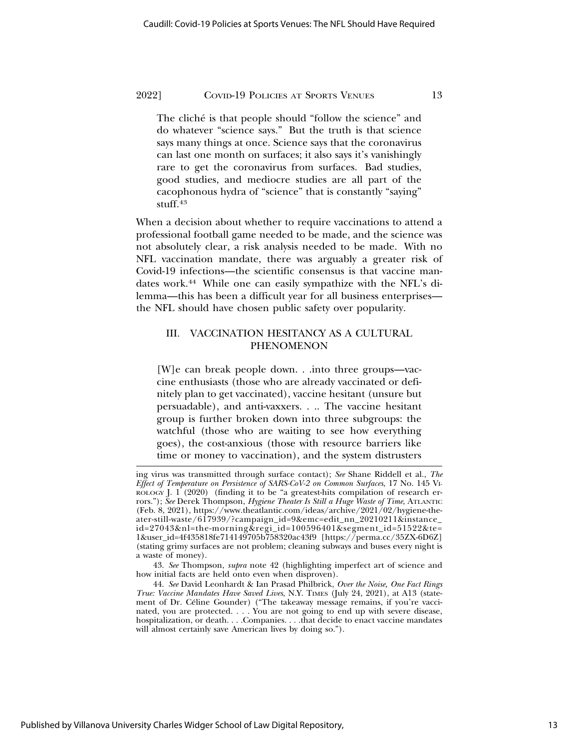> The cliché is that people should "follow the science" and do whatever "science says." But the truth is that science says many things at once. Science says that the coronavirus can last one month on surfaces; it also says it's vanishingly rare to get the coronavirus from surfaces. Bad studies, good studies, and mediocre studies are all part of the cacophonous hydra of "science" that is constantly "saying" stuff.[43]

When a decision about whether to require vaccinations to attend a professional football game needed to be made, and the science was not absolutely clear, a risk analysis needed to be made. With no NFL vaccination mandate, there was arguably a greater risk of Covid-19 infections—the scientific consensus is that vaccine mandates work.[44] While one can easily sympathize with the NFL's dilemma—this has been a difficult year for all business enterprises—the NFL should have chosen public safety over popularity.

## III. VACCINATION HESITANCY AS A CULTURAL PHENOMENON

> [W]e can break people down. . .into three groups—vaccine enthusiasts (those who are already vaccinated or definitely plan to get vaccinated), vaccine hesitant (unsure but persuadable), and anti-vaxxers. . .. The vaccine hesitant group is further broken down into three subgroups: the watchful (those who are waiting to see how everything goes), the cost-anxious (those with resource barriers like time or money to vaccination), and the system distrusters

---

ing virus was transmitted through surface contact); *See* Shane Riddell et al., *The Effect of Temperature on Persistence of SARS-CoV-2 on Common Surfaces*, 17 No. 145 VIROLOGY J. 1 (2020) (finding it to be "a greatest-hits compilation of research errors."); *See* Derek Thompson, *Hygiene Theater Is Still a Huge Waste of Time*, ATLANTIC (Feb. 8, 2021), https://www.theatlantic.com/ideas/archive/2021/02/hygiene-theater-still-waste/617939/?campaign_id=9&emc=edit_nn_20210211&instance_id=27043&nl=the-morning&regi_id=100596401&segment_id=51522&te=1&user_id=4f435818fe714149705b758320ac43f9 [https://perma.cc/35ZX-6D6Z] (stating grimy surfaces are not problem; cleaning subways and buses every night is a waste of money).

43. *See* Thompson, *supra* note 42 (highlighting imperfect art of science and how initial facts are held onto even when disproven).

44. *See* David Leonhardt & Ian Prasad Philbrick, *Over the Noise, One Fact Rings True: Vaccine Mandates Have Saved Lives*, N.Y. TIMES (July 24, 2021), at A13 (statement of Dr. Céline Gounder) ("The takeaway message remains, if you're vaccinated, you are protected. . . . You are not going to end up with severe disease, hospitalization, or death. . . .Companies. . . .that decide to enact vaccine mandates will almost certainly save American lives by doing so.").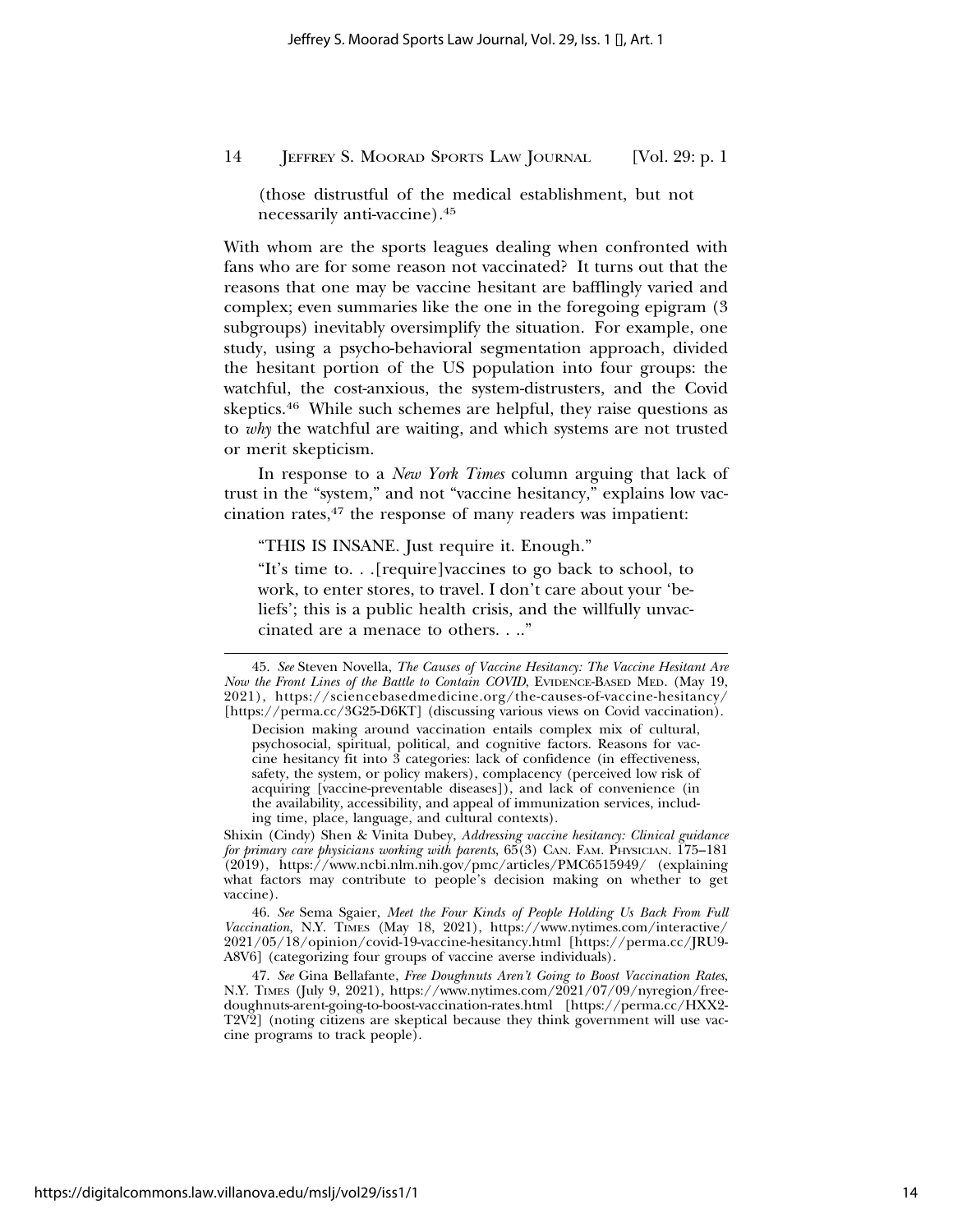(those distrustful of the medical establishment, but not necessarily anti-vaccine).[45]

With whom are the sports leagues dealing when confronted with fans who are for some reason not vaccinated? It turns out that the reasons that one may be vaccine hesitant are bafflingly varied and complex; even summaries like the one in the foregoing epigram (3 subgroups) inevitably oversimplify the situation. For example, one study, using a psycho-behavioral segmentation approach, divided the hesitant portion of the US population into four groups: the watchful, the cost-anxious, the system-distrusters, and the Covid skeptics.[46] While such schemes are helpful, they raise questions as to *why* the watchful are waiting, and which systems are not trusted or merit skepticism.

In response to a *New York Times* column arguing that lack of trust in the "system," and not "vaccine hesitancy," explains low vaccination rates,[47] the response of many readers was impatient:

> "THIS IS INSANE. Just require it. Enough."
>
> "It's time to. . .[require]vaccines to go back to school, to work, to enter stores, to travel. I don't care about your 'beliefs'; this is a public health crisis, and the willfully unvaccinated are a menace to others. . .."

---

45. *See* Steven Novella, *The Causes of Vaccine Hesitancy: The Vaccine Hesitant Are Now the Front Lines of the Battle to Contain COVID*, EVIDENCE-BASED MED. (May 19, 2021), https://sciencebasedmedicine.org/the-causes-of-vaccine-hesitancy/ [https://perma.cc/3G25-D6KT] (discussing various views on Covid vaccination).

> Decision making around vaccination entails complex mix of cultural, psychosocial, spiritual, political, and cognitive factors. Reasons for vaccine hesitancy fit into 3 categories: lack of confidence (in effectiveness, safety, the system, or policy makers), complacency (perceived low risk of acquiring [vaccine-preventable diseases]), and lack of convenience (in the availability, accessibility, and appeal of immunization services, including time, place, language, and cultural contexts).

Shixin (Cindy) Shen & Vinita Dubey, *Addressing vaccine hesitancy: Clinical guidance for primary care physicians working with parents*, 65(3) CAN. FAM. PHYSICIAN. 175–181 (2019), https://www.ncbi.nlm.nih.gov/pmc/articles/PMC6515949/ (explaining what factors may contribute to people's decision making on whether to get vaccine).

46. *See* Sema Sgaier, *Meet the Four Kinds of People Holding Us Back From Full Vaccination*, N.Y. TIMES (May 18, 2021), https://www.nytimes.com/interactive/2021/05/18/opinion/covid-19-vaccine-hesitancy.html [https://perma.cc/JRU9-A8V6] (categorizing four groups of vaccine averse individuals).

47. *See* Gina Bellafante, *Free Doughnuts Aren't Going to Boost Vaccination Rates*, N.Y. TIMES (July 9, 2021), https://www.nytimes.com/2021/07/09/nyregion/free-doughnuts-arent-going-to-boost-vaccination-rates.html [https://perma.cc/HXX2-T2V2] (noting citizens are skeptical because they think government will use vaccine programs to track people).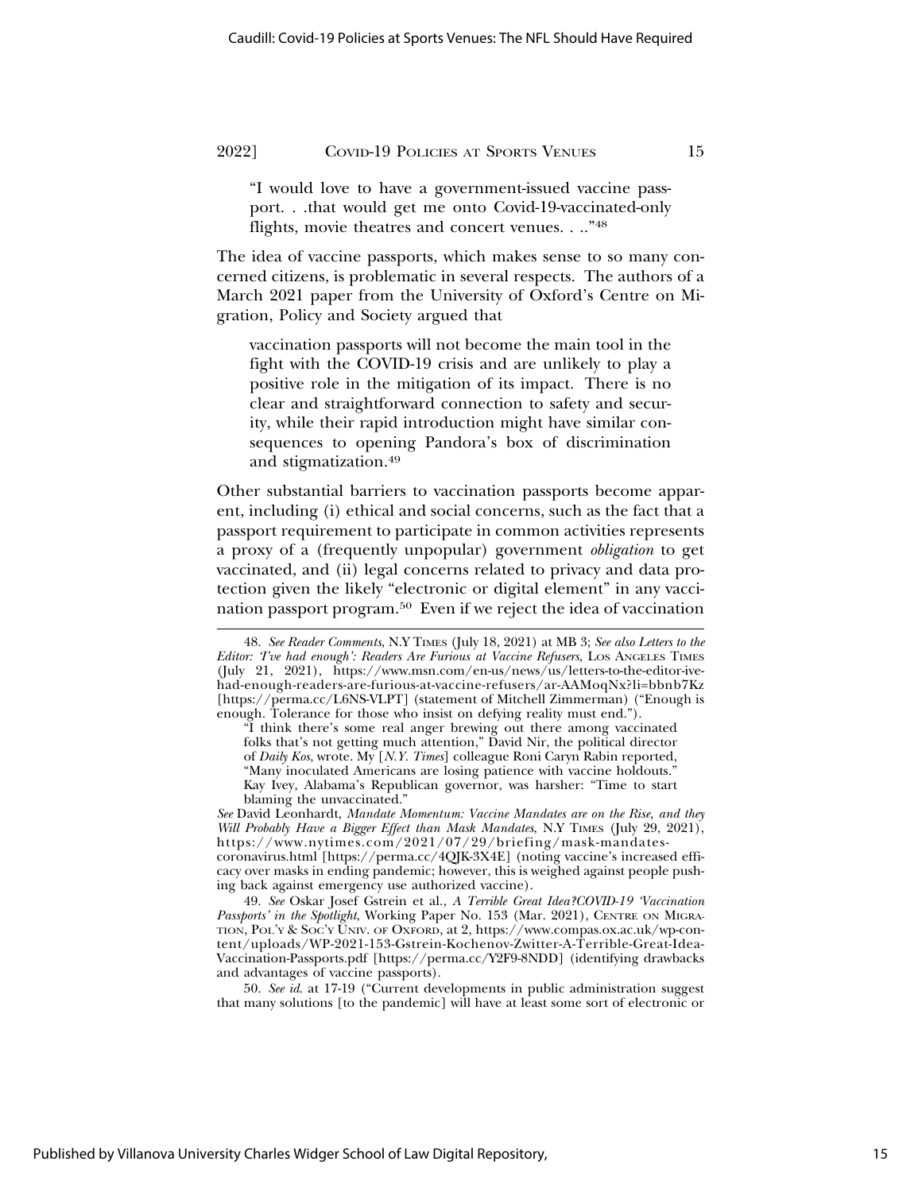> "I would love to have a government-issued vaccine passport. . .that would get me onto Covid-19-vaccinated-only flights, movie theatres and concert venues. . .."[48]

The idea of vaccine passports, which makes sense to so many concerned citizens, is problematic in several respects. The authors of a March 2021 paper from the University of Oxford's Centre on Migration, Policy and Society argued that

> vaccination passports will not become the main tool in the fight with the COVID-19 crisis and are unlikely to play a positive role in the mitigation of its impact. There is no clear and straightforward connection to safety and security, while their rapid introduction might have similar consequences to opening Pandora's box of discrimination and stigmatization.[49]

Other substantial barriers to vaccination passports become apparent, including (i) ethical and social concerns, such as the fact that a passport requirement to participate in common activities represents a proxy of a (frequently unpopular) government *obligation* to get vaccinated, and (ii) legal concerns related to privacy and data protection given the likely "electronic or digital element" in any vaccination passport program.[50] Even if we reject the idea of vaccination

---

48. *See Reader Comments*, N.Y TIMES (July 18, 2021) at MB 3; *See also Letters to the Editor: 'I've had enough': Readers Are Furious at Vaccine Refusers*, LOS ANGELES TIMES (July 21, 2021), https://www.msn.com/en-us/news/us/letters-to-the-editor-ive-had-enough-readers-are-furious-at-vaccine-refusers/ar-AAMoqNx?li=bbnb7Kz [https://perma.cc/L6NS-VLPT] (statement of Mitchell Zimmerman) ("Enough is enough. Tolerance for those who insist on defying reality must end.").

> "I think there's some real anger brewing out there among vaccinated folks that's not getting much attention," David Nir, the political director of *Daily Kos,* wrote. My [*N.Y. Times*] colleague Roni Caryn Rabin reported, "Many inoculated Americans are losing patience with vaccine holdouts." Kay Ivey, Alabama's Republican governor, was harsher: "Time to start blaming the unvaccinated."

*See* David Leonhardt, *Mandate Momentum: Vaccine Mandates are on the Rise, and they Will Probably Have a Bigger Effect than Mask Mandates*, N.Y TIMES (July 29, 2021), https://www.nytimes.com/2021/07/29/briefing/mask-mandates-coronavirus.html [https://perma.cc/4QJK-3X4E] (noting vaccine's increased efficacy over masks in ending pandemic; however, this is weighed against people pushing back against emergency use authorized vaccine).

49. *See* Oskar Josef Gstrein et al., *A Terrible Great Idea?COVID-19 'Vaccination Passports' in the Spotlight*, Working Paper No. 153 (Mar. 2021), CENTRE ON MIGRATION, POL'Y & SOC'Y UNIV. OF OXFORD, at 2, https://www.compas.ox.ac.uk/wp-content/uploads/WP-2021-153-Gstrein-Kochenov-Zwitter-A-Terrible-Great-Idea-Vaccination-Passports.pdf [https://perma.cc/Y2F9-8NDD] (identifying drawbacks and advantages of vaccine passports).

50. *See id.* at 17-19 ("Current developments in public administration suggest that many solutions [to the pandemic] will have at least some sort of electronic or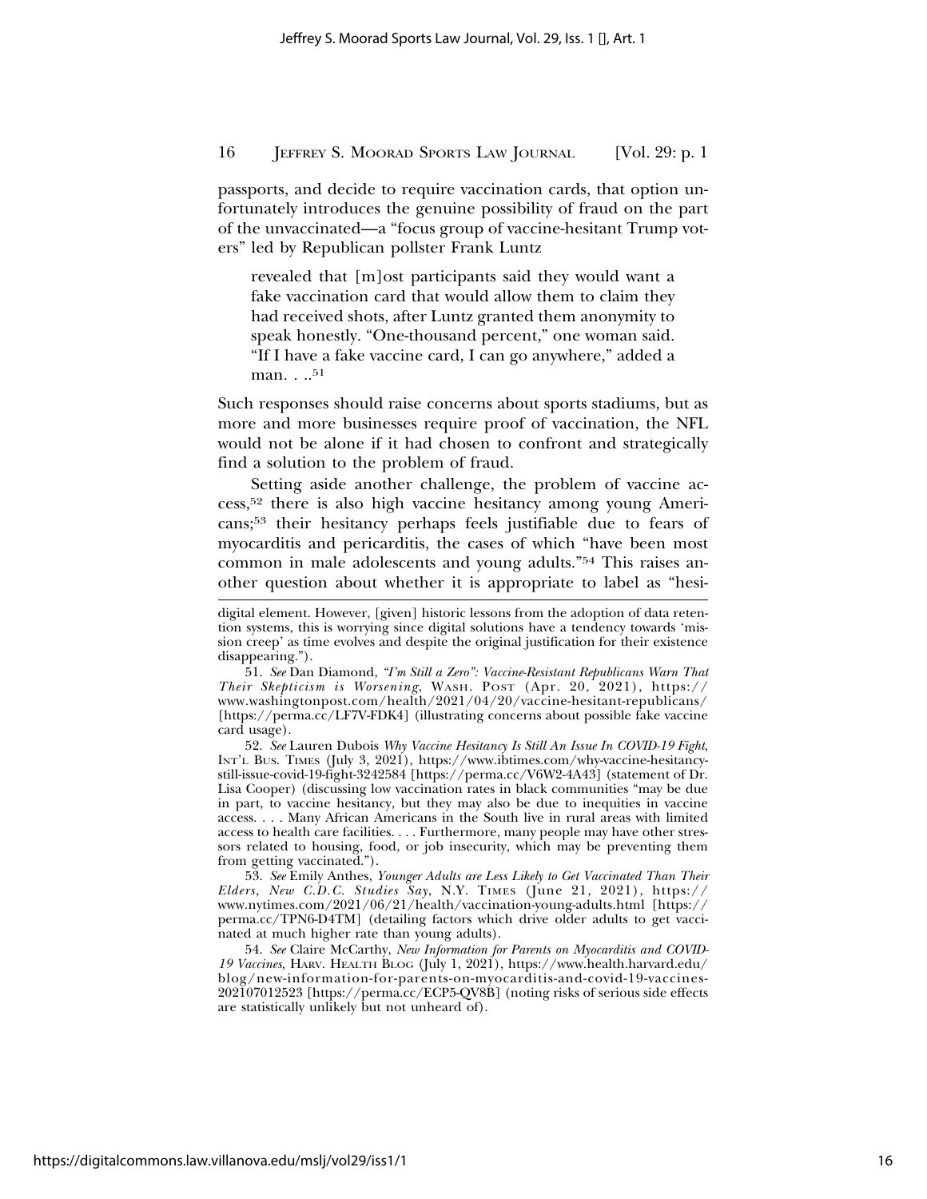passports, and decide to require vaccination cards, that option unfortunately introduces the genuine possibility of fraud on the part of the unvaccinated—a "focus group of vaccine-hesitant Trump voters" led by Republican pollster Frank Luntz

> revealed that [m]ost participants said they would want a fake vaccination card that would allow them to claim they had received shots, after Luntz granted them anonymity to speak honestly. "One-thousand percent," one woman said. "If I have a fake vaccine card, I can go anywhere," added a man. . ..[51]

Such responses should raise concerns about sports stadiums, but as more and more businesses require proof of vaccination, the NFL would not be alone if it had chosen to confront and strategically find a solution to the problem of fraud.

Setting aside another challenge, the problem of vaccine access,[52] there is also high vaccine hesitancy among young Americans;[53] their hesitancy perhaps feels justifiable due to fears of myocarditis and pericarditis, the cases of which "have been most common in male adolescents and young adults."[54] This raises another question about whether it is appropriate to label as "hesi-

---

digital element. However, [given] historic lessons from the adoption of data retention systems, this is worrying since digital solutions have a tendency towards 'mission creep' as time evolves and despite the original justification for their existence disappearing.").

51. *See* Dan Diamond, *"I'm Still a Zero": Vaccine-Resistant Republicans Warn That Their Skepticism is Worsening*, WASH. POST (Apr. 20, 2021), https://www.washingtonpost.com/health/2021/04/20/vaccine-hesitant-republicans/ [https://perma.cc/LF7V-FDK4] (illustrating concerns about possible fake vaccine card usage).

52. *See* Lauren Dubois *Why Vaccine Hesitancy Is Still An Issue In COVID-19 Fight*, INT'L BUS. TIMES (July 3, 2021), https://www.ibtimes.com/why-vaccine-hesitancy-still-issue-covid-19-fight-3242584 [https://perma.cc/V6W2-4A43] (statement of Dr. Lisa Cooper) (discussing low vaccination rates in black communities "may be due in part, to vaccine hesitancy, but they may also be due to inequities in vaccine access. . . . Many African Americans in the South live in rural areas with limited access to health care facilities. . . . Furthermore, many people may have other stressors related to housing, food, or job insecurity, which may be preventing them from getting vaccinated.").

53. *See* Emily Anthes, *Younger Adults are Less Likely to Get Vaccinated Than Their Elders, New C.D.C. Studies Say*, N.Y. TIMES (June 21, 2021), https://www.nytimes.com/2021/06/21/health/vaccination-young-adults.html [https://perma.cc/TPN6-D4TM] (detailing factors which drive older adults to get vaccinated at much higher rate than young adults).

54. *See* Claire McCarthy, *New Information for Parents on Myocarditis and COVID-19 Vaccines,* HARV. HEALTH BLOG (July 1, 2021), https://www.health.harvard.edu/blog/new-information-for-parents-on-myocarditis-and-covid-19-vaccines-202107012523 [https://perma.cc/ECP5-QV8B] (noting risks of serious side effects are statistically unlikely but not unheard of).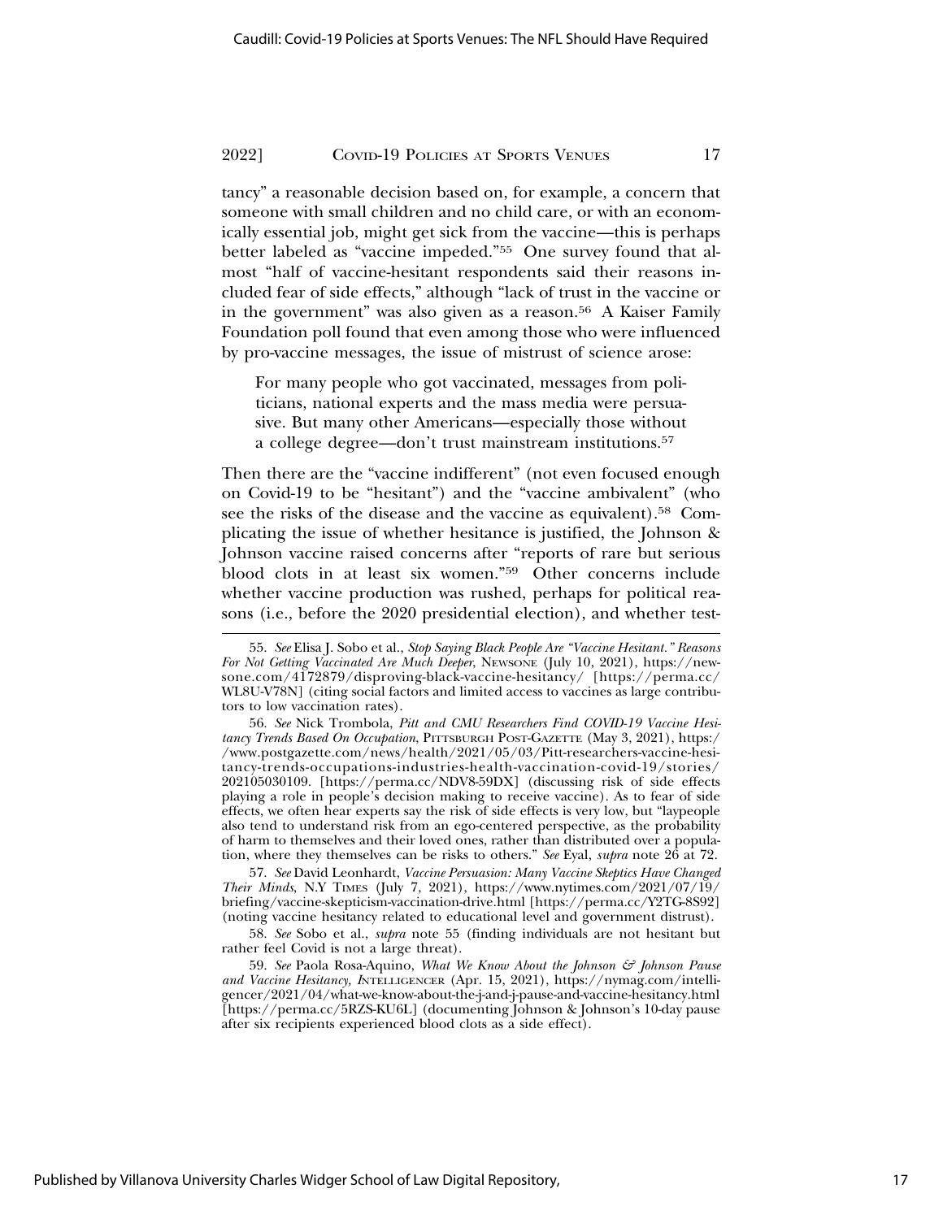tancy" a reasonable decision based on, for example, a concern that someone with small children and no child care, or with an economically essential job, might get sick from the vaccine—this is perhaps better labeled as "vaccine impeded."[55] One survey found that almost "half of vaccine-hesitant respondents said their reasons included fear of side effects," although "lack of trust in the vaccine or in the government" was also given as a reason.[56] A Kaiser Family Foundation poll found that even among those who were influenced by pro-vaccine messages, the issue of mistrust of science arose:

> For many people who got vaccinated, messages from politicians, national experts and the mass media were persuasive. But many other Americans—especially those without a college degree—don't trust mainstream institutions.[57]

Then there are the "vaccine indifferent" (not even focused enough on Covid-19 to be "hesitant") and the "vaccine ambivalent" (who see the risks of the disease and the vaccine as equivalent).[58] Complicating the issue of whether hesitance is justified, the Johnson & Johnson vaccine raised concerns after "reports of rare but serious blood clots in at least six women."[59] Other concerns include whether vaccine production was rushed, perhaps for political reasons (i.e., before the 2020 presidential election), and whether test-

---

55. *See* Elisa J. Sobo et al., *Stop Saying Black People Are "Vaccine Hesitant." Reasons For Not Getting Vaccinated Are Much Deeper*, NEWSONE (July 10, 2021), https://newsone.com/4172879/disproving-black-vaccine-hesitancy/ [https://perma.cc/WL8U-V78N] (citing social factors and limited access to vaccines as large contributors to low vaccination rates).

56. *See* Nick Trombola, *Pitt and CMU Researchers Find COVID-19 Vaccine Hesitancy Trends Based On Occupation*, PITTSBURGH POST-GAZETTE (May 3, 2021), https://www.postgazette.com/news/health/2021/05/03/Pitt-researchers-vaccine-hesitancy-trends-occupations-industries-health-vaccination-covid-19/stories/202105030109. [https://perma.cc/NDV8-59DX] (discussing risk of side effects playing a role in people's decision making to receive vaccine). As to fear of side effects, we often hear experts say the risk of side effects is very low, but "laypeople also tend to understand risk from an ego-centered perspective, as the probability of harm to themselves and their loved ones, rather than distributed over a population, where they themselves can be risks to others." *See* Eyal, *supra* note 26 at 72.

57. *See* David Leonhardt, *Vaccine Persuasion: Many Vaccine Skeptics Have Changed Their Minds*, N.Y TIMES (July 7, 2021), https://www.nytimes.com/2021/07/19/briefing/vaccine-skepticism-vaccination-drive.html [https://perma.cc/Y2TG-8S92] (noting vaccine hesitancy related to educational level and government distrust).

58. *See* Sobo et al., *supra* note 55 (finding individuals are not hesitant but rather feel Covid is not a large threat).

59. *See* Paola Rosa-Aquino, *What We Know About the Johnson & Johnson Pause and Vaccine Hesitancy*, INTELLIGENCER (Apr. 15, 2021), https://nymag.com/intelligencer/2021/04/what-we-know-about-the-j-and-j-pause-and-vaccine-hesitancy.html [https://perma.cc/5RZS-KU6L] (documenting Johnson & Johnson's 10-day pause after six recipients experienced blood clots as a side effect).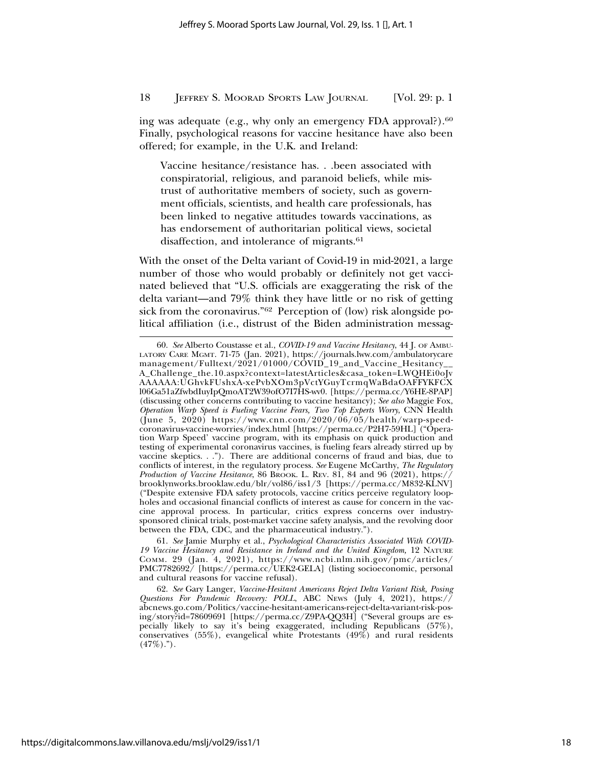ing was adequate (e.g., why only an emergency FDA approval?).[60] Finally, psychological reasons for vaccine hesitance have also been offered; for example, in the U.K. and Ireland:

> Vaccine hesitance/resistance has. . .been associated with conspiratorial, religious, and paranoid beliefs, while mistrust of authoritative members of society, such as government officials, scientists, and health care professionals, has been linked to negative attitudes towards vaccinations, as has endorsement of authoritarian political views, societal disaffection, and intolerance of migrants.[61]

With the onset of the Delta variant of Covid-19 in mid-2021, a large number of those who would probably or definitely not get vaccinated believed that "U.S. officials are exaggerating the risk of the delta variant—and 79% think they have little or no risk of getting sick from the coronavirus."[62] Perception of (low) risk alongside political affiliation (i.e., distrust of the Biden administration messag-

---

60. *See* Alberto Coustasse et al., *COVID-19 and Vaccine Hesitancy*, 44 J. OF AMBULATORY CARE MGMT. 71-75 (Jan. 2021), https://journals.lww.com/ambulatorycaremanagement/Fulltext/2021/01000/COVID_19_and_Vaccine_Hesitancy__A_Challenge_the.10.aspx?context=latestArticles&casa_token=LWQHEi0oJvAAAAAA:UGhvkFUshxA-xePvbXOm3pVctYGuyTcrmqWaBdaOAFFYKFCXl06Ga51aZfwbdIuyIpQmoAT2W39ofO7I7HS-wv0. [https://perma.cc/Y6HE-8PAP] (discussing other concerns contributing to vaccine hesitancy); *See also* Maggie Fox, *Operation Warp Speed is Fueling Vaccine Fears, Two Top Experts Worry*, CNN Health (June 5, 2020) https://www.cnn.com/2020/06/05/health/warp-speed-coronavirus-vaccine-worries/index.html [https://perma.cc/P2H7-59HL] ("Operation Warp Speed' vaccine program, with its emphasis on quick production and testing of experimental coronavirus vaccines, is fueling fears already stirred up by vaccine skeptics. . ."). There are additional concerns of fraud and bias, due to conflicts of interest, in the regulatory process. *See* Eugene McCarthy, *The Regulatory Production of Vaccine Hesitance*, 86 BROOK. L. REV. 81, 84 and 96 (2021), https://brooklynworks.brooklaw.edu/blr/vol86/iss1/3 [https://perma.cc/M832-KLNV] ("Despite extensive FDA safety protocols, vaccine critics perceive regulatory loopholes and occasional financial conflicts of interest as cause for concern in the vaccine approval process. In particular, critics express concerns over industry-sponsored clinical trials, post-market vaccine safety analysis, and the revolving door between the FDA, CDC, and the pharmaceutical industry.").

61. *See* Jamie Murphy et al., *Psychological Characteristics Associated With COVID-19 Vaccine Hesitancy and Resistance in Ireland and the United Kingdom*, 12 NATURE COMM. 29 (Jan. 4, 2021), https://www.ncbi.nlm.nih.gov/pmc/articles/PMC7782692/ [https://perma.cc/UEK2-GELA] (listing socioeconomic, personal and cultural reasons for vaccine refusal).

62. *See* Gary Langer, *Vaccine-Hesitant Americans Reject Delta Variant Risk, Posing Questions For Pandemic Recovery: POLL*, ABC NEWS (July 4, 2021), https://abcnews.go.com/Politics/vaccine-hesitant-americans-reject-delta-variant-risk-posing/story?id=78609691 [https://perma.cc/Z9PA-QQ3H] ("Several groups are especially likely to say it's being exaggerated, including Republicans (57%), conservatives (55%), evangelical white Protestants (49%) and rural residents (47%).").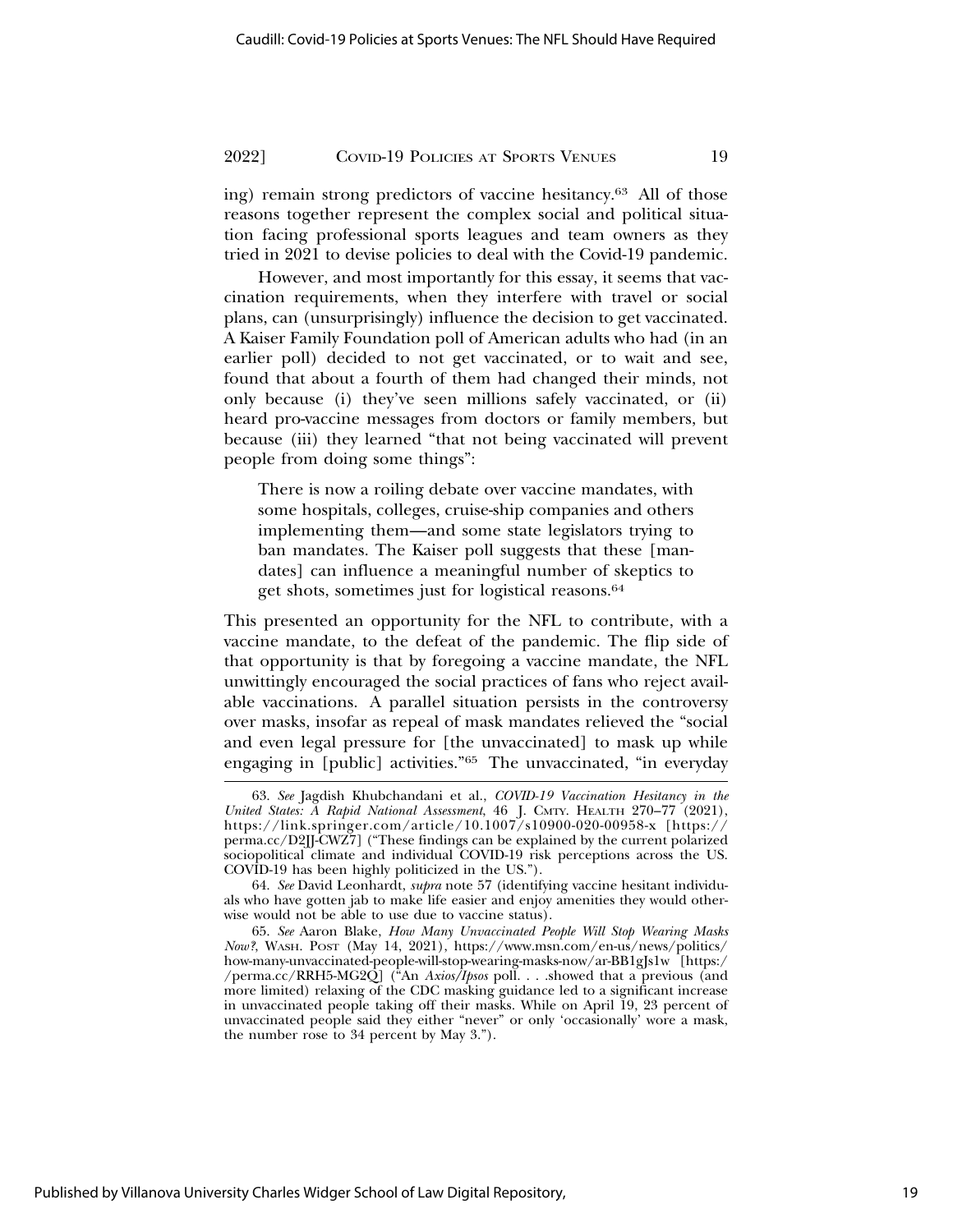ing) remain strong predictors of vaccine hesitancy.[63] All of those reasons together represent the complex social and political situation facing professional sports leagues and team owners as they tried in 2021 to devise policies to deal with the Covid-19 pandemic.

However, and most importantly for this essay, it seems that vaccination requirements, when they interfere with travel or social plans, can (unsurprisingly) influence the decision to get vaccinated. A Kaiser Family Foundation poll of American adults who had (in an earlier poll) decided to not get vaccinated, or to wait and see, found that about a fourth of them had changed their minds, not only because (i) they've seen millions safely vaccinated, or (ii) heard pro-vaccine messages from doctors or family members, but because (iii) they learned "that not being vaccinated will prevent people from doing some things":

> There is now a roiling debate over vaccine mandates, with some hospitals, colleges, cruise-ship companies and others implementing them—and some state legislators trying to ban mandates. The Kaiser poll suggests that these [mandates] can influence a meaningful number of skeptics to get shots, sometimes just for logistical reasons.[64]

This presented an opportunity for the NFL to contribute, with a vaccine mandate, to the defeat of the pandemic. The flip side of that opportunity is that by foregoing a vaccine mandate, the NFL unwittingly encouraged the social practices of fans who reject available vaccinations. A parallel situation persists in the controversy over masks, insofar as repeal of mask mandates relieved the "social and even legal pressure for [the unvaccinated] to mask up while engaging in [public] activities."[65] The unvaccinated, "in everyday

---

63. *See* Jagdish Khubchandani et al., *COVID-19 Vaccination Hesitancy in the United States: A Rapid National Assessment*, 46 J. CMTY. HEALTH 270–77 (2021), https://link.springer.com/article/10.1007/s10900-020-00958-x [https://perma.cc/D2JJ-CWZ7] ("These findings can be explained by the current polarized sociopolitical climate and individual COVID-19 risk perceptions across the US. COVID-19 has been highly politicized in the US.").

64. *See* David Leonhardt, *supra* note 57 (identifying vaccine hesitant individuals who have gotten jab to make life easier and enjoy amenities they would otherwise not be able to use due to vaccine status).

65. *See* Aaron Blake, *How Many Unvaccinated People Will Stop Wearing Masks Now?*, WASH. POST (May 14, 2021), https://www.msn.com/en-us/news/politics/how-many-unvaccinated-people-will-stop-wearing-masks-now/ar-BB1gJs1w [https://perma.cc/RRH5-MG2Q] ("An *Axios/Ipsos* poll. . . .showed that a previous (and more limited) relaxing of the CDC masking guidance led to a significant increase in unvaccinated people taking off their masks. While on April 19, 23 percent of unvaccinated people said they either "never" or only 'occasionally' wore a mask, the number rose to 34 percent by May 3.").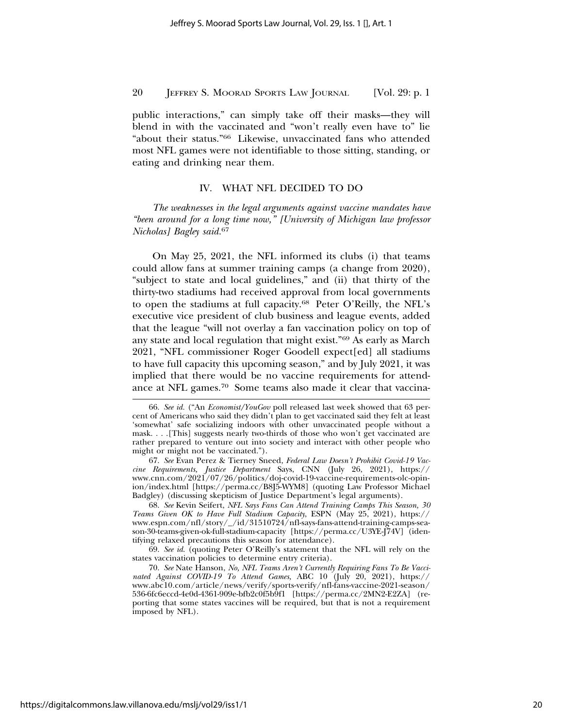public interactions," can simply take off their masks—they will blend in with the vaccinated and "won't really even have to" lie "about their status."[66] Likewise, unvaccinated fans who attended most NFL games were not identifiable to those sitting, standing, or eating and drinking near them.

## IV. WHAT NFL DECIDED TO DO

*The weaknesses in the legal arguments against vaccine mandates have "been around for a long time now," [University of Michigan law professor Nicholas] Bagley said.*[67]

On May 25, 2021, the NFL informed its clubs (i) that teams could allow fans at summer training camps (a change from 2020), "subject to state and local guidelines," and (ii) that thirty of the thirty-two stadiums had received approval from local governments to open the stadiums at full capacity.[68] Peter O'Reilly, the NFL's executive vice president of club business and league events, added that the league "will not overlay a fan vaccination policy on top of any state and local regulation that might exist."[69] As early as March 2021, "NFL commissioner Roger Goodell expect[ed] all stadiums to have full capacity this upcoming season," and by July 2021, it was implied that there would be no vaccine requirements for attendance at NFL games.[70] Some teams also made it clear that vaccina-

---

66. *See id.* ("An *Economist/YouGov* poll released last week showed that 63 percent of Americans who said they didn't plan to get vaccinated said they felt at least 'somewhat' safe socializing indoors with other unvaccinated people without a mask. . . .[This] suggests nearly two-thirds of those who won't get vaccinated are rather prepared to venture out into society and interact with other people who might or might not be vaccinated.").

67. *See* Evan Perez & Tierney Sneed, *Federal Law Doesn't Prohibit Covid-19 Vaccine Requirements, Justice Department* Says, CNN (July 26, 2021), https://www.cnn.com/2021/07/26/politics/doj-covid-19-vaccine-requirements-olc-opinion/index.html [https://perma.cc/B8J5-WYM8] (quoting Law Professor Michael Badgley) (discussing skepticism of Justice Department's legal arguments).

68. *See* Kevin Seifert, *NFL Says Fans Can Attend Training Camps This Season, 30 Teams Given OK to Have Full Stadium Capacity*, ESPN (May 25, 2021), https://www.espn.com/nfl/story/_/id/31510724/nfl-says-fans-attend-training-camps-season-30-teams-given-ok-full-stadium-capacity [https://perma.cc/U3YE-J74V] (identifying relaxed precautions this season for attendance).

69. *See id.* (quoting Peter O'Reilly's statement that the NFL will rely on the states vaccination policies to determine entry criteria).

70. *See* Nate Hanson, *No, NFL Teams Aren't Currently Requiring Fans To Be Vaccinated Against COVID-19 To Attend Games*, ABC 10 (July 20, 2021), https://www.abc10.com/article/news/verify/sports-verify/nfl-fans-vaccine-2021-season/536-6fc6eccd-4e0d-4361-909e-bfb2c0f5b9f1 [https://perma.cc/2MN2-E2ZA] (reporting that some states vaccines will be required, but that is not a requirement imposed by NFL).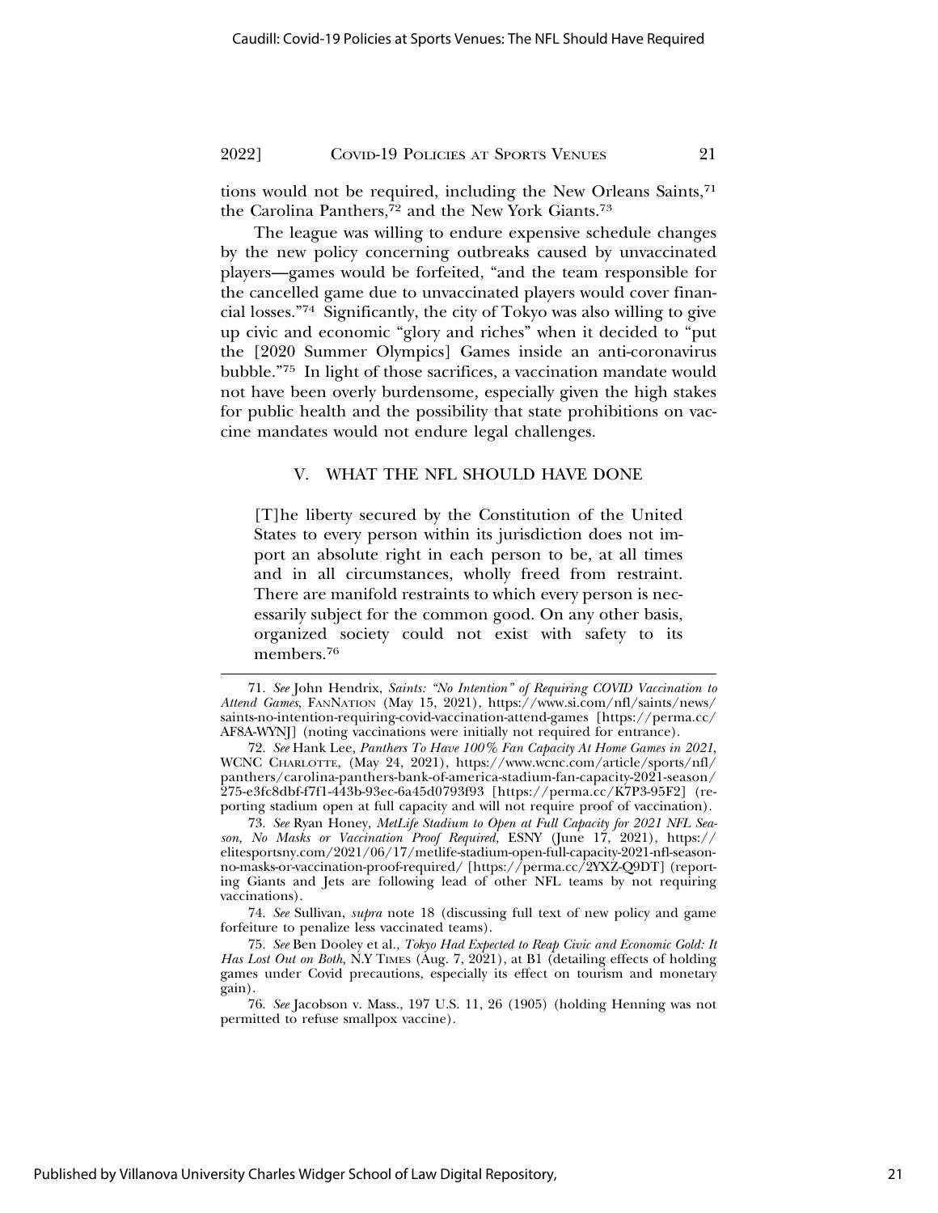tions would not be required, including the New Orleans Saints,[71] the Carolina Panthers,[72] and the New York Giants.[73]

The league was willing to endure expensive schedule changes by the new policy concerning outbreaks caused by unvaccinated players—games would be forfeited, "and the team responsible for the cancelled game due to unvaccinated players would cover financial losses."[74] Significantly, the city of Tokyo was also willing to give up civic and economic "glory and riches" when it decided to "put the [2020 Summer Olympics] Games inside an anti-coronavirus bubble."[75] In light of those sacrifices, a vaccination mandate would not have been overly burdensome, especially given the high stakes for public health and the possibility that state prohibitions on vaccine mandates would not endure legal challenges.

## V. WHAT THE NFL SHOULD HAVE DONE

> [T]he liberty secured by the Constitution of the United States to every person within its jurisdiction does not import an absolute right in each person to be, at all times and in all circumstances, wholly freed from restraint. There are manifold restraints to which every person is necessarily subject for the common good. On any other basis, organized society could not exist with safety to its members.[76]

---

71. *See* John Hendrix, *Saints: "No Intention" of Requiring COVID Vaccination to Attend Games*, FanNation (May 15, 2021), https://www.si.com/nfl/saints/news/saints-no-intention-requiring-covid-vaccination-attend-games [https://perma.cc/AF8A-WYNJ] (noting vaccinations were initially not required for entrance).

72. *See* Hank Lee, *Panthers To Have 100% Fan Capacity At Home Games in 2021*, WCNC Charlotte, (May 24, 2021), https://www.wcnc.com/article/sports/nfl/panthers/carolina-panthers-bank-of-america-stadium-fan-capacity-2021-season/275-e3fc8dbf-f7f1-443b-93ec-6a45d0793f93 [https://perma.cc/K7P3-95F2] (reporting stadium open at full capacity and will not require proof of vaccination).

73. *See* Ryan Honey, *MetLife Stadium to Open at Full Capacity for 2021 NFL Season, No Masks or Vaccination Proof Required*, ESNY (June 17, 2021), https://elitesportsny.com/2021/06/17/metlife-stadium-open-full-capacity-2021-nfl-season-no-masks-or-vaccination-proof-required/ [https://perma.cc/2YXZ-Q9DT] (reporting Giants and Jets are following lead of other NFL teams by not requiring vaccinations).

74. *See* Sullivan, *supra* note 18 (discussing full text of new policy and game forfeiture to penalize less vaccinated teams).

75. *See* Ben Dooley et al., *Tokyo Had Expected to Reap Civic and Economic Gold: It Has Lost Out on Both*, N.Y Times (Aug. 7, 2021), at B1 (detailing effects of holding games under Covid precautions, especially its effect on tourism and monetary gain).

76. *See* Jacobson v. Mass., 197 U.S. 11, 26 (1905) (holding Henning was not permitted to refuse smallpox vaccine).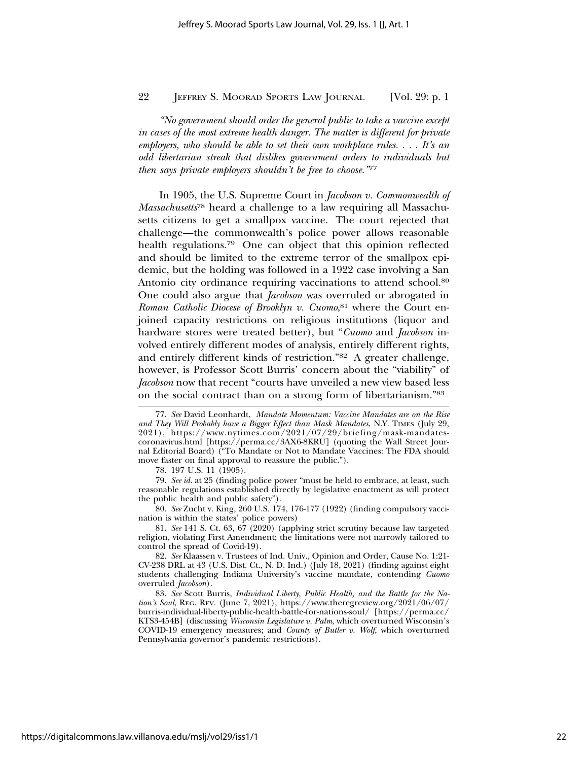*"No government should order the general public to take a vaccine except in cases of the most extreme health danger. The matter is different for private employers, who should be able to set their own workplace rules. . . . It's an odd libertarian streak that dislikes government orders to individuals but then says private employers shouldn't be free to choose."*[77]

In 1905, the U.S. Supreme Court in *Jacobson v. Commonwealth of Massachusetts*[78] heard a challenge to a law requiring all Massachusetts citizens to get a smallpox vaccine. The court rejected that challenge—the commonwealth's police power allows reasonable health regulations.[79] One can object that this opinion reflected and should be limited to the extreme terror of the smallpox epidemic, but the holding was followed in a 1922 case involving a San Antonio city ordinance requiring vaccinations to attend school.[80] One could also argue that *Jacobson* was overruled or abrogated in *Roman Catholic Diocese of Brooklyn v. Cuomo*,[81] where the Court enjoined capacity restrictions on religious institutions (liquor and hardware stores were treated better), but "*Cuomo* and *Jacobson* involved entirely different modes of analysis, entirely different rights, and entirely different kinds of restriction."[82] A greater challenge, however, is Professor Scott Burris' concern about the "viability" of *Jacobson* now that recent "courts have unveiled a new view based less on the social contract than on a strong form of libertarianism."[83]

---

77. *See* David Leonhardt, *Mandate Momentum: Vaccine Mandates are on the Rise and They Will Probably have a Bigger Effect than Mask Mandates*, N.Y. TIMES (July 29, 2021), https://www.nytimes.com/2021/07/29/briefing/mask-mandates-coronavirus.html [https://perma.cc/3AX6-8KRU] (quoting the Wall Street Journal Editorial Board) ("To Mandate or Not to Mandate Vaccines: The FDA should move faster on final approval to reassure the public.").

78. 197 U.S. 11 (1905).

79. *See id.* at 25 (finding police power "must be held to embrace, at least, such reasonable regulations established directly by legislative enactment as will protect the public health and public safety").

80. *See* Zucht v. King, 260 U.S. 174, 176-177 (1922) (finding compulsory vaccination is within the states' police powers)

81. *See* 141 S. Ct. 63, 67 (2020) (applying strict scrutiny because law targeted religion, violating First Amendment; the limitations were not narrowly tailored to control the spread of Covid-19).

82. *See* Klaassen v. Trustees of Ind. Univ., Opinion and Order, Cause No. 1:21-CV-238 DRL at 43 (U.S. Dist. Ct., N. D. Ind.) (July 18, 2021) (finding against eight students challenging Indiana University's vaccine mandate, contending *Cuomo* overruled *Jacobson*).

83. *See* Scott Burris, *Individual Liberty, Public Health, and the Battle for the Nation's Soul*, REG. REV. (June 7, 2021), https://www.theregreview.org/2021/06/07/burris-individual-liberty-public-health-battle-for-nations-soul/ [https://perma.cc/KTS3-454B] (discussing *Wisconsin Legislature v. Palm*, which overturned Wisconsin's COVID-19 emergency measures; and *County of Butler v. Wolf*, which overturned Pennsylvania governor's pandemic restrictions).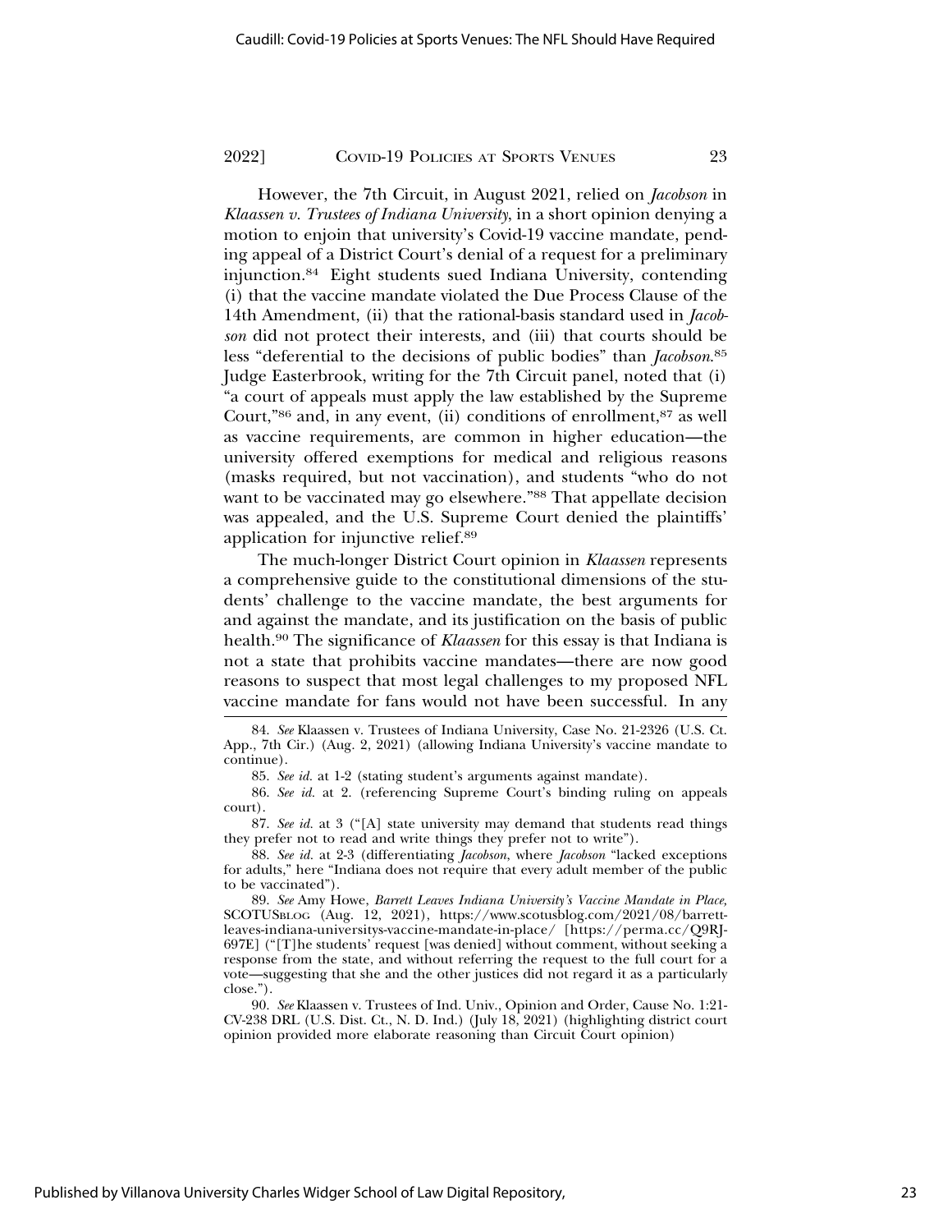However, the 7th Circuit, in August 2021, relied on *Jacobson* in *Klaassen v. Trustees of Indiana University*, in a short opinion denying a motion to enjoin that university's Covid-19 vaccine mandate, pending appeal of a District Court's denial of a request for a preliminary injunction.[84] Eight students sued Indiana University, contending (i) that the vaccine mandate violated the Due Process Clause of the 14th Amendment, (ii) that the rational-basis standard used in *Jacobson* did not protect their interests, and (iii) that courts should be less "deferential to the decisions of public bodies" than *Jacobson*.[85] Judge Easterbrook, writing for the 7th Circuit panel, noted that (i) "a court of appeals must apply the law established by the Supreme Court,"[86] and, in any event, (ii) conditions of enrollment,[87] as well as vaccine requirements, are common in higher education—the university offered exemptions for medical and religious reasons (masks required, but not vaccination), and students "who do not want to be vaccinated may go elsewhere."[88] That appellate decision was appealed, and the U.S. Supreme Court denied the plaintiffs' application for injunctive relief.[89]

The much-longer District Court opinion in *Klaassen* represents a comprehensive guide to the constitutional dimensions of the students' challenge to the vaccine mandate, the best arguments for and against the mandate, and its justification on the basis of public health.[90] The significance of *Klaassen* for this essay is that Indiana is not a state that prohibits vaccine mandates—there are now good reasons to suspect that most legal challenges to my proposed NFL vaccine mandate for fans would not have been successful. In any

---

84. *See* Klaassen v. Trustees of Indiana University, Case No. 21-2326 (U.S. Ct. App., 7th Cir.) (Aug. 2, 2021) (allowing Indiana University's vaccine mandate to continue).

85. *See id.* at 1-2 (stating student's arguments against mandate).

86. *See id.* at 2. (referencing Supreme Court's binding ruling on appeals court).

87. *See id.* at 3 ("[A] state university may demand that students read things they prefer not to read and write things they prefer not to write").

88. *See id.* at 2-3 (differentiating *Jacobson*, where *Jacobson* "lacked exceptions for adults," here "Indiana does not require that every adult member of the public to be vaccinated").

89. *See* Amy Howe, *Barrett Leaves Indiana University's Vaccine Mandate in Place,* SCOTUSBLOG (Aug. 12, 2021), https://www.scotusblog.com/2021/08/barrett-leaves-indiana-universitys-vaccine-mandate-in-place/ [https://perma.cc/Q9RJ-697E] ("[T]he students' request [was denied] without comment, without seeking a response from the state, and without referring the request to the full court for a vote—suggesting that she and the other justices did not regard it as a particularly close.").

90. *See* Klaassen v. Trustees of Ind. Univ., Opinion and Order, Cause No. 1:21-CV-238 DRL (U.S. Dist. Ct., N. D. Ind.) (July 18, 2021) (highlighting district court opinion provided more elaborate reasoning than Circuit Court opinion)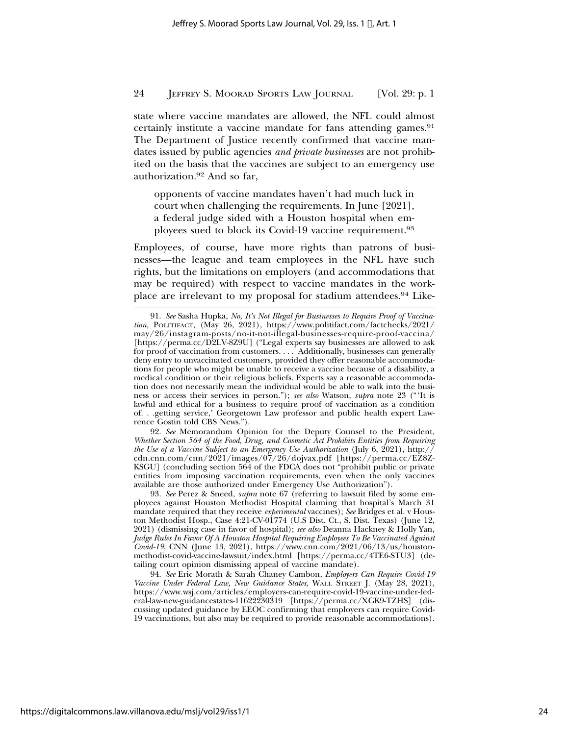state where vaccine mandates are allowed, the NFL could almost certainly institute a vaccine mandate for fans attending games.[91] The Department of Justice recently confirmed that vaccine mandates issued by public agencies *and private businesses* are not prohibited on the basis that the vaccines are subject to an emergency use authorization.[92] And so far,

> opponents of vaccine mandates haven't had much luck in court when challenging the requirements. In June [2021], a federal judge sided with a Houston hospital when employees sued to block its Covid-19 vaccine requirement.[93]

Employees, of course, have more rights than patrons of businesses—the league and team employees in the NFL have such rights, but the limitations on employers (and accommodations that may be required) with respect to vaccine mandates in the workplace are irrelevant to my proposal for stadium attendees.[94] Like-

---

91. *See* Sasha Hupka, *No, It's Not Illegal for Businesses to Require Proof of Vaccination*, POLITIFACT, (May 26, 2021), https://www.politifact.com/factchecks/2021/may/26/instagram-posts/no-it-not-illegal-businesses-require-proof-vaccina/ [https://perma.cc/D2LV-8Z9U] ("Legal experts say businesses are allowed to ask for proof of vaccination from customers. . . . Additionally, businesses can generally deny entry to unvaccinated customers, provided they offer reasonable accommodations for people who might be unable to receive a vaccine because of a disability, a medical condition or their religious beliefs. Experts say a reasonable accommodation does not necessarily mean the individual would be able to walk into the business or access their services in person."); *see also* Watson, *supra* note 23 ("'It is lawful and ethical for a business to require proof of vaccination as a condition of. . .getting service,' Georgetown Law professor and public health expert Lawrence Gostin told CBS News.").

92. *See* Memorandum Opinion for the Deputy Counsel to the President, *Whether Section 564 of the Food, Drug, and Cosmetic Act Prohibits Entities from Requiring the Use of a Vaccine Subject to an Emergency Use Authorization* (July 6, 2021), http://cdn.cnn.com/cnn/2021/images/07/26/dojvax.pdf [https://perma.cc/EZ8Z-KSGU] (concluding section 564 of the FDCA does not "prohibit public or private entities from imposing vaccination requirements, even when the only vaccines available are those authorized under Emergency Use Authorization").

93. *See* Perez & Sneed, *supra* note 67 (referring to lawsuit filed by some employees against Houston Methodist Hospital claiming that hospital's March 31 mandate required that they receive *experimental* vaccines); *See* Bridges et al. v Houston Methodist Hosp., Case 4:21-CV-01774 (U.S Dist. Ct., S. Dist. Texas) (June 12, 2021) (dismissing case in favor of hospital); *see also* Deanna Hackney & Holly Yan, *Judge Rules In Favor Of A Houston Hospital Requiring Employees To Be Vaccinated Against Covid-19*, CNN (June 13, 2021), https://www.cnn.com/2021/06/13/us/houston-methodist-covid-vaccine-lawsuit/index.html [https://perma.cc/4TE6-STU3] (detailing court opinion dismissing appeal of vaccine mandate).

94. *See* Eric Morath & Sarah Chaney Cambon, *Employers Can Require Covid-19 Vaccine Under Federal Law, New Guidance States*, WALL STREET J. (May 28, 2021), https://www.wsj.com/articles/employers-can-require-covid-19-vaccine-under-federal-law-new-guidancestates-11622230319 [https://perma.cc/XGK9-TZHS] (discussing updated guidance by EEOC confirming that employers can require Covid-19 vaccinations, but also may be required to provide reasonable accommodations).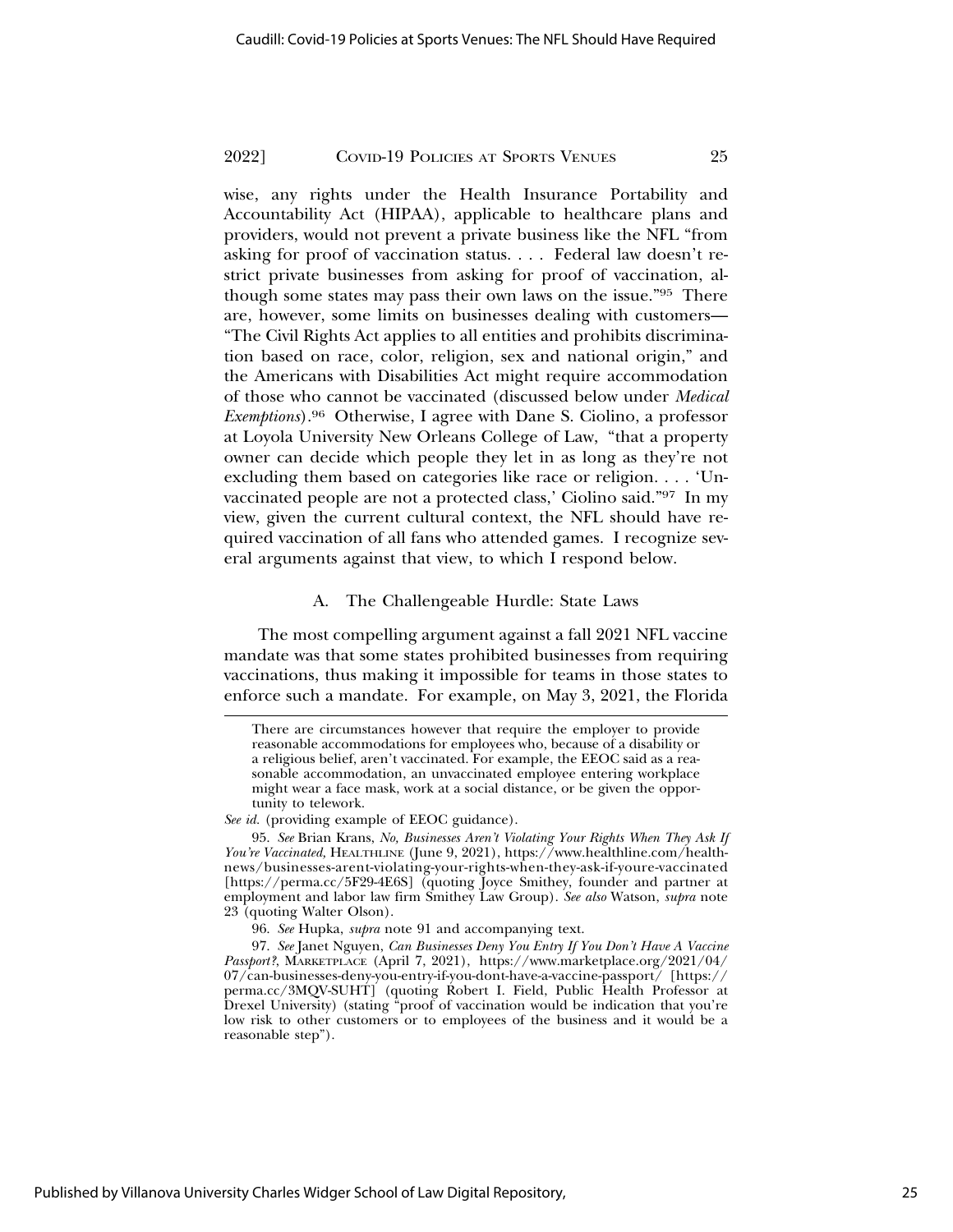wise, any rights under the Health Insurance Portability and Accountability Act (HIPAA), applicable to healthcare plans and providers, would not prevent a private business like the NFL "from asking for proof of vaccination status. . . . Federal law doesn't restrict private businesses from asking for proof of vaccination, although some states may pass their own laws on the issue."[95] There are, however, some limits on businesses dealing with customers—"The Civil Rights Act applies to all entities and prohibits discrimination based on race, color, religion, sex and national origin," and the Americans with Disabilities Act might require accommodation of those who cannot be vaccinated (discussed below under *Medical Exemptions*).[96] Otherwise, I agree with Dane S. Ciolino, a professor at Loyola University New Orleans College of Law, "that a property owner can decide which people they let in as long as they're not excluding them based on categories like race or religion. . . . 'Unvaccinated people are not a protected class,' Ciolino said."[97] In my view, given the current cultural context, the NFL should have required vaccination of all fans who attended games. I recognize several arguments against that view, to which I respond below.

### A. The Challengeable Hurdle: State Laws

The most compelling argument against a fall 2021 NFL vaccine mandate was that some states prohibited businesses from requiring vaccinations, thus making it impossible for teams in those states to enforce such a mandate. For example, on May 3, 2021, the Florida

---

> There are circumstances however that require the employer to provide reasonable accommodations for employees who, because of a disability or a religious belief, aren't vaccinated. For example, the EEOC said as a reasonable accommodation, an unvaccinated employee entering workplace might wear a face mask, work at a social distance, or be given the opportunity to telework.

*See id.* (providing example of EEOC guidance).

95. *See* Brian Krans, *No, Businesses Aren't Violating Your Rights When They Ask If You're Vaccinated,* HEALTHLINE (June 9, 2021), https://www.healthline.com/health-news/businesses-arent-violating-your-rights-when-they-ask-if-youre-vaccinated [https://perma.cc/5F29-4E6S] (quoting Joyce Smithey, founder and partner at employment and labor law firm Smithey Law Group). *See also* Watson, *supra* note 23 (quoting Walter Olson).

96. *See* Hupka, *supra* note 91 and accompanying text.

97. *See* Janet Nguyen, *Can Businesses Deny You Entry If You Don't Have A Vaccine Passport?*, MARKETPLACE (April 7, 2021), https://www.marketplace.org/2021/04/07/can-businesses-deny-you-entry-if-you-dont-have-a-vaccine-passport/ [https://perma.cc/3MQV-SUHT] (quoting Robert I. Field, Public Health Professor at Drexel University) (stating "proof of vaccination would be indication that you're low risk to other customers or to employees of the business and it would be a reasonable step").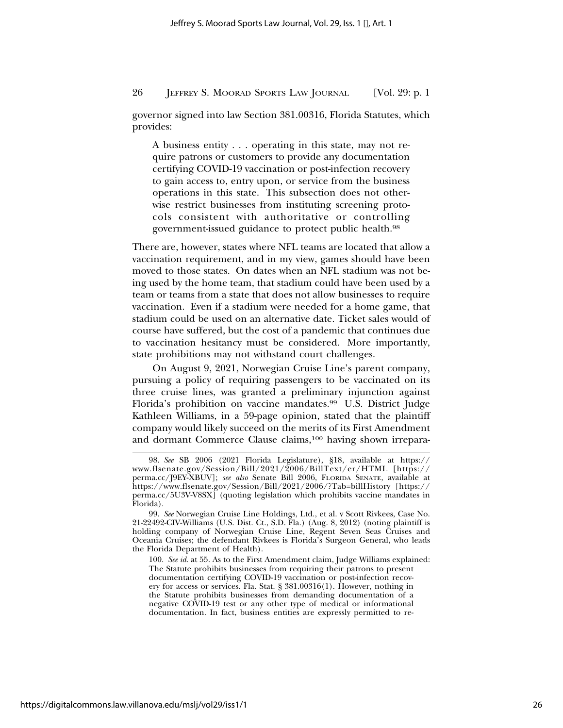governor signed into law Section 381.00316, Florida Statutes, which provides:

> A business entity . . . operating in this state, may not require patrons or customers to provide any documentation certifying COVID-19 vaccination or post-infection recovery to gain access to, entry upon, or service from the business operations in this state. This subsection does not otherwise restrict businesses from instituting screening protocols consistent with authoritative or controlling government-issued guidance to protect public health.[98]

There are, however, states where NFL teams are located that allow a vaccination requirement, and in my view, games should have been moved to those states. On dates when an NFL stadium was not being used by the home team, that stadium could have been used by a team or teams from a state that does not allow businesses to require vaccination. Even if a stadium were needed for a home game, that stadium could be used on an alternative date. Ticket sales would of course have suffered, but the cost of a pandemic that continues due to vaccination hesitancy must be considered. More importantly, state prohibitions may not withstand court challenges.

On August 9, 2021, Norwegian Cruise Line's parent company, pursuing a policy of requiring passengers to be vaccinated on its three cruise lines, was granted a preliminary injunction against Florida's prohibition on vaccine mandates.[99] U.S. District Judge Kathleen Williams, in a 59-page opinion, stated that the plaintiff company would likely succeed on the merits of its First Amendment and dormant Commerce Clause claims,[100] having shown irrepara-

---

98. *See* SB 2006 (2021 Florida Legislature), §18, available at https://www.flsenate.gov/Session/Bill/2021/2006/BillText/er/HTML [https://perma.cc/J9EY-XBUV]; *see also* Senate Bill 2006, FLORIDA SENATE, available at https://www.flsenate.gov/Session/Bill/2021/2006/?Tab=billHistory [https://perma.cc/5U3V-V8SX] (quoting legislation which prohibits vaccine mandates in Florida).

99. *See* Norwegian Cruise Line Holdings, Ltd., et al. v Scott Rivkees, Case No. 21-22492-CIV-Williams (U.S. Dist. Ct., S.D. Fla.) (Aug. 8, 2012) (noting plaintiff is holding company of Norwegian Cruise Line, Regent Seven Seas Cruises and Oceania Cruises; the defendant Rivkees is Florida's Surgeon General, who leads the Florida Department of Health).

100. *See id.* at 55. As to the First Amendment claim, Judge Williams explained:

> The Statute prohibits businesses from requiring their patrons to present documentation certifying COVID-19 vaccination or post-infection recovery for access or services. Fla. Stat. § 381.00316(1). However, nothing in the Statute prohibits businesses from demanding documentation of a negative COVID-19 test or any other type of medical or informational documentation. In fact, business entities are expressly permitted to re-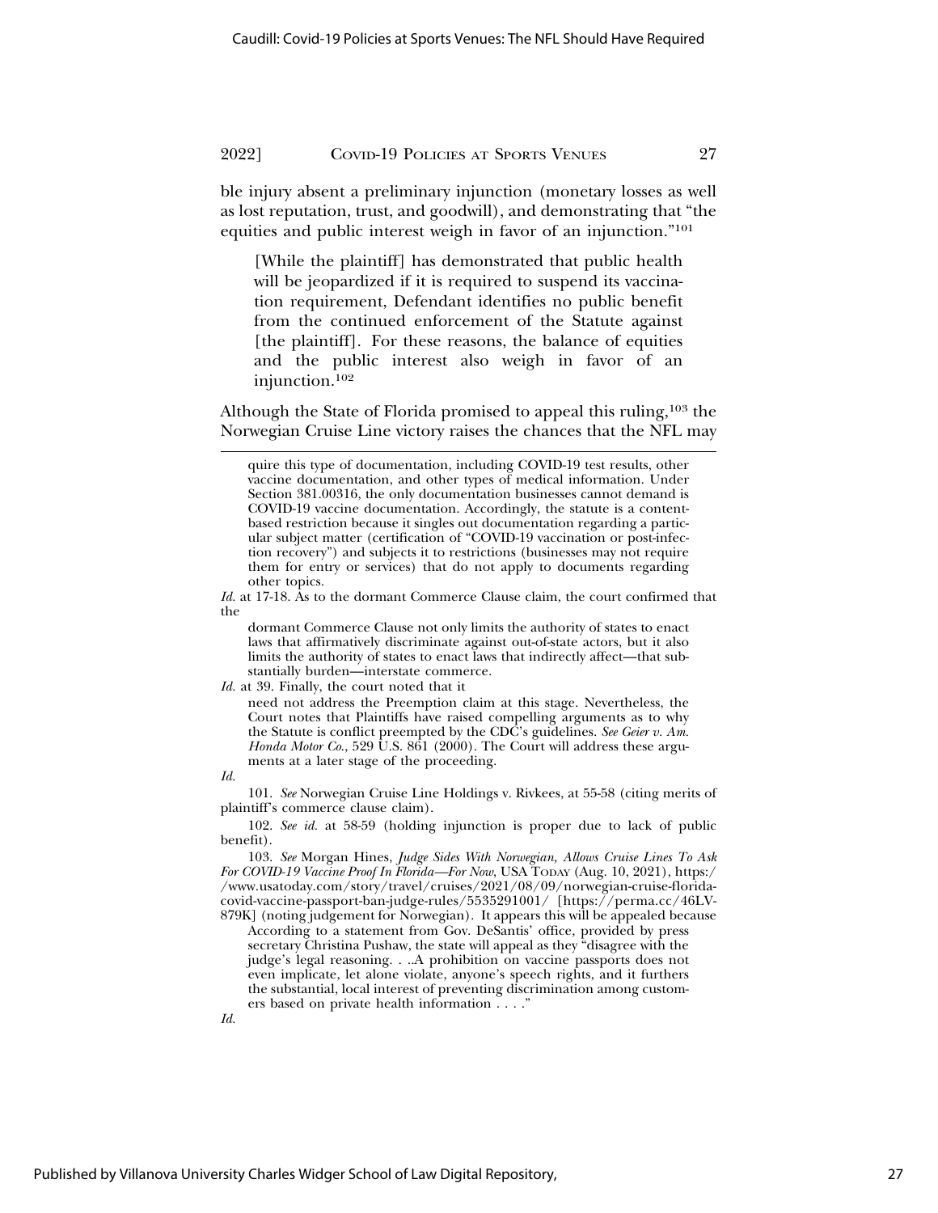ble injury absent a preliminary injunction (monetary losses as well as lost reputation, trust, and goodwill), and demonstrating that "the equities and public interest weigh in favor of an injunction."[101]

> [While the plaintiff] has demonstrated that public health will be jeopardized if it is required to suspend its vaccination requirement, Defendant identifies no public benefit from the continued enforcement of the Statute against [the plaintiff]. For these reasons, the balance of equities and the public interest also weigh in favor of an injunction.[102]

Although the State of Florida promised to appeal this ruling,[103] the Norwegian Cruise Line victory raises the chances that the NFL may

---

> quire this type of documentation, including COVID-19 test results, other vaccine documentation, and other types of medical information. Under Section 381.00316, the only documentation businesses cannot demand is COVID-19 vaccine documentation. Accordingly, the statute is a content-based restriction because it singles out documentation regarding a particular subject matter (certification of "COVID-19 vaccination or post-infection recovery") and subjects it to restrictions (businesses may not require them for entry or services) that do not apply to documents regarding other topics.

*Id.* at 17-18. As to the dormant Commerce Clause claim, the court confirmed that the

> dormant Commerce Clause not only limits the authority of states to enact laws that affirmatively discriminate against out-of-state actors, but it also limits the authority of states to enact laws that indirectly affect—that substantially burden—interstate commerce.

*Id.* at 39. Finally, the court noted that it

> need not address the Preemption claim at this stage. Nevertheless, the Court notes that Plaintiffs have raised compelling arguments as to why the Statute is conflict preempted by the CDC's guidelines. *See Geier v. Am. Honda Motor Co.*, 529 U.S. 861 (2000). The Court will address these arguments at a later stage of the proceeding.

*Id.*

101. *See* Norwegian Cruise Line Holdings v. Rivkees, at 55-58 (citing merits of plaintiff's commerce clause claim).

102. *See id.* at 58-59 (holding injunction is proper due to lack of public benefit).

103. *See* Morgan Hines, *Judge Sides With Norwegian, Allows Cruise Lines To Ask For COVID-19 Vaccine Proof In Florida—For Now*, USA TODAY (Aug. 10, 2021), https://www.usatoday.com/story/travel/cruises/2021/08/09/norwegian-cruise-florida-covid-vaccine-passport-ban-judge-rules/5535291001/ [https://perma.cc/46LV-879K] (noting judgement for Norwegian). It appears this will be appealed because

> According to a statement from Gov. DeSantis' office, provided by press secretary Christina Pushaw, the state will appeal as they "disagree with the judge's legal reasoning. . ..A prohibition on vaccine passports does not even implicate, let alone violate, anyone's speech rights, and it furthers the substantial, local interest of preventing discrimination among customers based on private health information . . . ."

*Id.*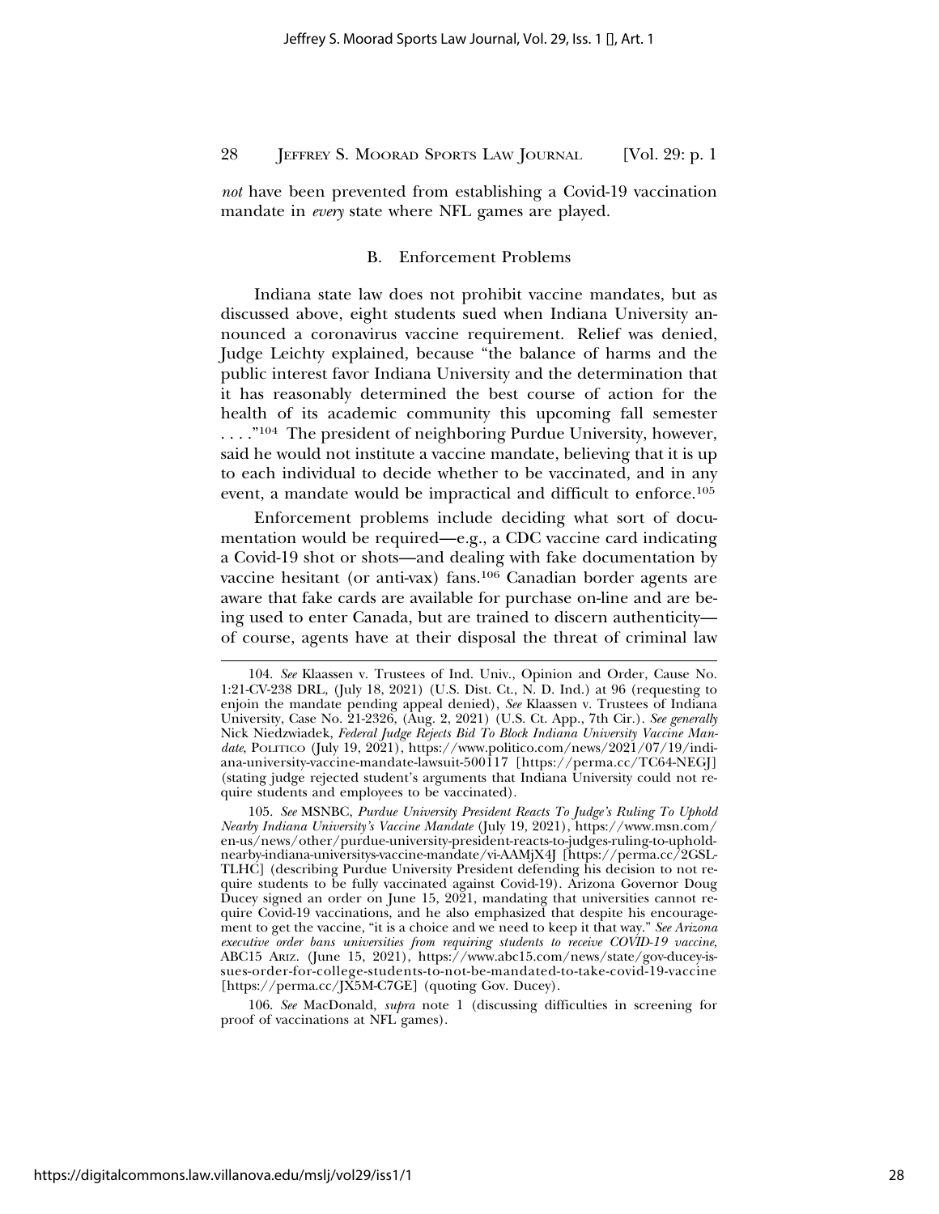*not* have been prevented from establishing a Covid-19 vaccination mandate in *every* state where NFL games are played.

### B. Enforcement Problems

Indiana state law does not prohibit vaccine mandates, but as discussed above, eight students sued when Indiana University announced a coronavirus vaccine requirement. Relief was denied, Judge Leichty explained, because "the balance of harms and the public interest favor Indiana University and the determination that it has reasonably determined the best course of action for the health of its academic community this upcoming fall semester . . . ."[104] The president of neighboring Purdue University, however, said he would not institute a vaccine mandate, believing that it is up to each individual to decide whether to be vaccinated, and in any event, a mandate would be impractical and difficult to enforce.[105]

Enforcement problems include deciding what sort of documentation would be required—e.g., a CDC vaccine card indicating a Covid-19 shot or shots—and dealing with fake documentation by vaccine hesitant (or anti-vax) fans.[106] Canadian border agents are aware that fake cards are available for purchase on-line and are being used to enter Canada, but are trained to discern authenticity—of course, agents have at their disposal the threat of criminal law

---

104. *See* Klaassen v. Trustees of Ind. Univ., Opinion and Order, Cause No. 1:21-CV-238 DRL, (July 18, 2021) (U.S. Dist. Ct., N. D. Ind.) at 96 (requesting to enjoin the mandate pending appeal denied), *See* Klaassen v. Trustees of Indiana University, Case No. 21-2326, (Aug. 2, 2021) (U.S. Ct. App., 7th Cir.). *See generally* Nick Niedzwiadek, *Federal Judge Rejects Bid To Block Indiana University Vaccine Mandate*, POLITICO (July 19, 2021), https://www.politico.com/news/2021/07/19/indiana-university-vaccine-mandate-lawsuit-500117 [https://perma.cc/TC64-NEGJ] (stating judge rejected student's arguments that Indiana University could not require students and employees to be vaccinated).

105. *See* MSNBC, *Purdue University President Reacts To Judge's Ruling To Uphold Nearby Indiana University's Vaccine Mandate* (July 19, 2021), https://www.msn.com/en-us/news/other/purdue-university-president-reacts-to-judges-ruling-to-uphold-nearby-indiana-universitys-vaccine-mandate/vi-AAMjX4J [https://perma.cc/2GSL-TLHC] (describing Purdue University President defending his decision to not require students to be fully vaccinated against Covid-19). Arizona Governor Doug Ducey signed an order on June 15, 2021, mandating that universities cannot require Covid-19 vaccinations, and he also emphasized that despite his encouragement to get the vaccine, "it is a choice and we need to keep it that way." *See Arizona executive order bans universities from requiring students to receive COVID-19 vaccine*, ABC15 ARIZ. (June 15, 2021), https://www.abc15.com/news/state/gov-ducey-issues-order-for-college-students-to-not-be-mandated-to-take-covid-19-vaccine [https://perma.cc/JX5M-C7GE] (quoting Gov. Ducey).

106. *See* MacDonald, *supra* note 1 (discussing difficulties in screening for proof of vaccinations at NFL games).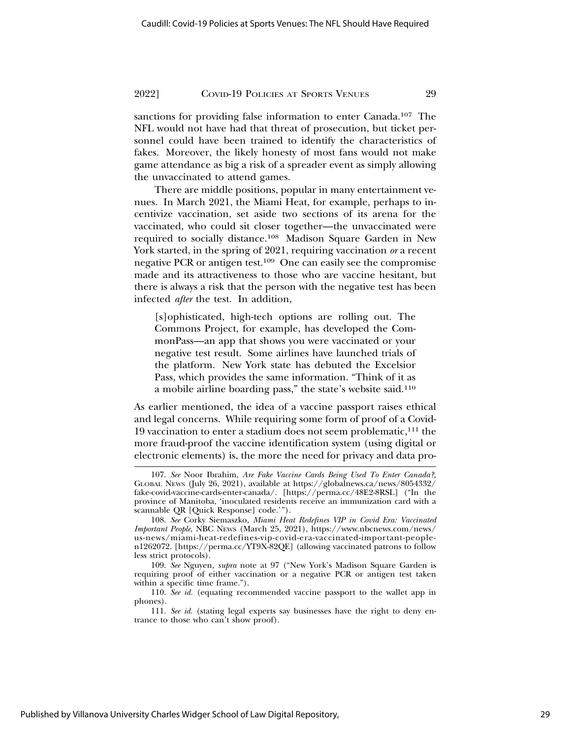sanctions for providing false information to enter Canada.[107] The NFL would not have had that threat of prosecution, but ticket personnel could have been trained to identify the characteristics of fakes. Moreover, the likely honesty of most fans would not make game attendance as big a risk of a spreader event as simply allowing the unvaccinated to attend games.

There are middle positions, popular in many entertainment venues. In March 2021, the Miami Heat, for example, perhaps to incentivize vaccination, set aside two sections of its arena for the vaccinated, who could sit closer together—the unvaccinated were required to socially distance.[108] Madison Square Garden in New York started, in the spring of 2021, requiring vaccination *or* a recent negative PCR or antigen test.[109] One can easily see the compromise made and its attractiveness to those who are vaccine hesitant, but there is always a risk that the person with the negative test has been infected *after* the test. In addition,

> [s]ophisticated, high-tech options are rolling out. The Commons Project, for example, has developed the CommonPass—an app that shows you were vaccinated or your negative test result. Some airlines have launched trials of the platform. New York state has debuted the Excelsior Pass, which provides the same information. "Think of it as a mobile airline boarding pass," the state's website said.[110]

As earlier mentioned, the idea of a vaccine passport raises ethical and legal concerns. While requiring some form of proof of a Covid-19 vaccination to enter a stadium does not seem problematic,[111] the more fraud-proof the vaccine identification system (using digital or electronic elements) is, the more the need for privacy and data pro-

---

107. *See* Noor Ibrahim, *Are Fake Vaccine Cards Being Used To Enter Canada?*, GLOBAL NEWS (July 26, 2021), available at https://globalnews.ca/news/8054332/fake-covid-vaccine-cards-enter-canada/. [https://perma.cc/48E2-8RSL] ("In the province of Manitoba, 'inoculated residents receive an immunization card with a scannable QR [Quick Response] code.'").

108. *See* Corky Siemaszko, *Miami Heat Redefines VIP in Covid Era: Vaccinated Important People*, NBC NEWS (March 25, 2021), https://www.nbcnews.com/news/us-news/miami-heat-redefines-vip-covid-era-vaccinated-important-people-n1262072. [https://perma.cc/YT9X-82QE] (allowing vaccinated patrons to follow less strict protocols).

109. *See* Nguyen, *supra* note at 97 ("New York's Madison Square Garden is requiring proof of either vaccination or a negative PCR or antigen test taken within a specific time frame.").

110. *See id.* (equating recommended vaccine passport to the wallet app in phones).

111. *See id.* (stating legal experts say businesses have the right to deny entrance to those who can't show proof).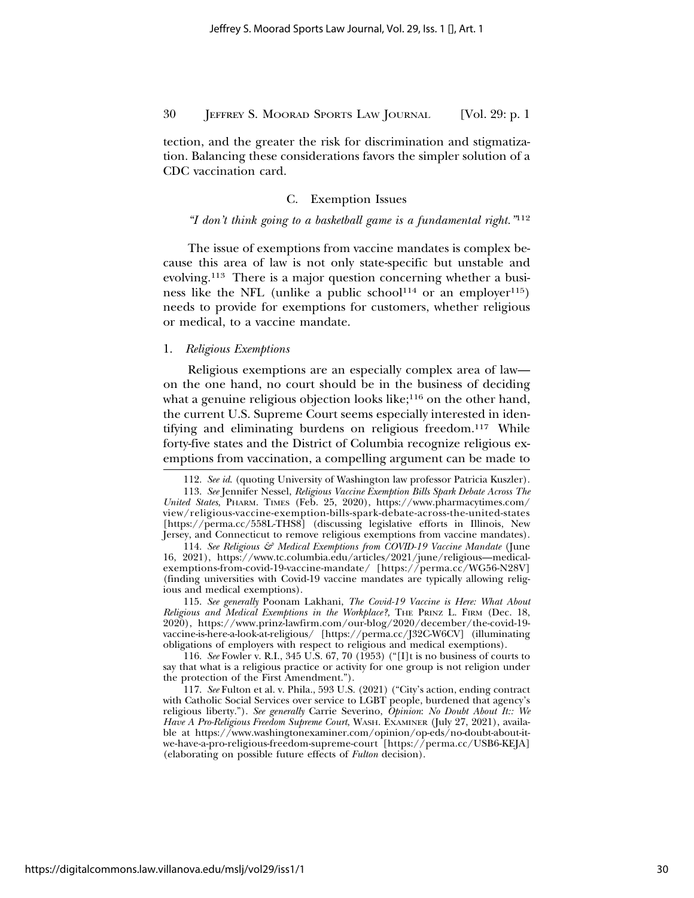tection, and the greater the risk for discrimination and stigmatization. Balancing these considerations favors the simpler solution of a CDC vaccination card.

### C. Exemption Issues

*"I don't think going to a basketball game is a fundamental right."*[112]

The issue of exemptions from vaccine mandates is complex because this area of law is not only state-specific but unstable and evolving.[113] There is a major question concerning whether a business like the NFL (unlike a public school[114] or an employer[115]) needs to provide for exemptions for customers, whether religious or medical, to a vaccine mandate.

#### 1. *Religious Exemptions*

Religious exemptions are an especially complex area of law—on the one hand, no court should be in the business of deciding what a genuine religious objection looks like;[116] on the other hand, the current U.S. Supreme Court seems especially interested in identifying and eliminating burdens on religious freedom.[117] While forty-five states and the District of Columbia recognize religious exemptions from vaccination, a compelling argument can be made to

---

112. *See id.* (quoting University of Washington law professor Patricia Kuszler).

113. *See* Jennifer Nessel, *Religious Vaccine Exemption Bills Spark Debate Across The United States*, PHARM. TIMES (Feb. 25, 2020), https://www.pharmacytimes.com/view/religious-vaccine-exemption-bills-spark-debate-across-the-united-states [https://perma.cc/558L-THS8] (discussing legislative efforts in Illinois, New Jersey, and Connecticut to remove religious exemptions from vaccine mandates).

114. *See Religious & Medical Exemptions from COVID-19 Vaccine Mandate* (June 16, 2021), https://www.tc.columbia.edu/articles/2021/june/religious—medical-exemptions-from-covid-19-vaccine-mandate/ [https://perma.cc/WG56-N28V] (finding universities with Covid-19 vaccine mandates are typically allowing religious and medical exemptions).

115. *See generally* Poonam Lakhani, *The Covid-19 Vaccine is Here: What About Religious and Medical Exemptions in the Workplace?*, THE PRINZ L. FIRM (Dec. 18, 2020), https://www.prinz-lawfirm.com/our-blog/2020/december/the-covid-19-vaccine-is-here-a-look-at-religious/ [https://perma.cc/J32C-W6CV] (illuminating obligations of employers with respect to religious and medical exemptions).

116. *See* Fowler v. R.I., 345 U.S. 67, 70 (1953) ("[I]t is no business of courts to say that what is a religious practice or activity for one group is not religion under the protection of the First Amendment.").

117. *See* Fulton et al. v. Phila., 593 U.S. (2021) ("City's action, ending contract with Catholic Social Services over service to LGBT people, burdened that agency's religious liberty."). *See generally* Carrie Severino, *Opinion: No Doubt About It:: We Have A Pro-Religious Freedom Supreme Court*, WASH. EXAMINER (July 27, 2021), available at https://www.washingtonexaminer.com/opinion/op-eds/no-doubt-about-it-we-have-a-pro-religious-freedom-supreme-court [https://perma.cc/USB6-KEJA] (elaborating on possible future effects of *Fulton* decision).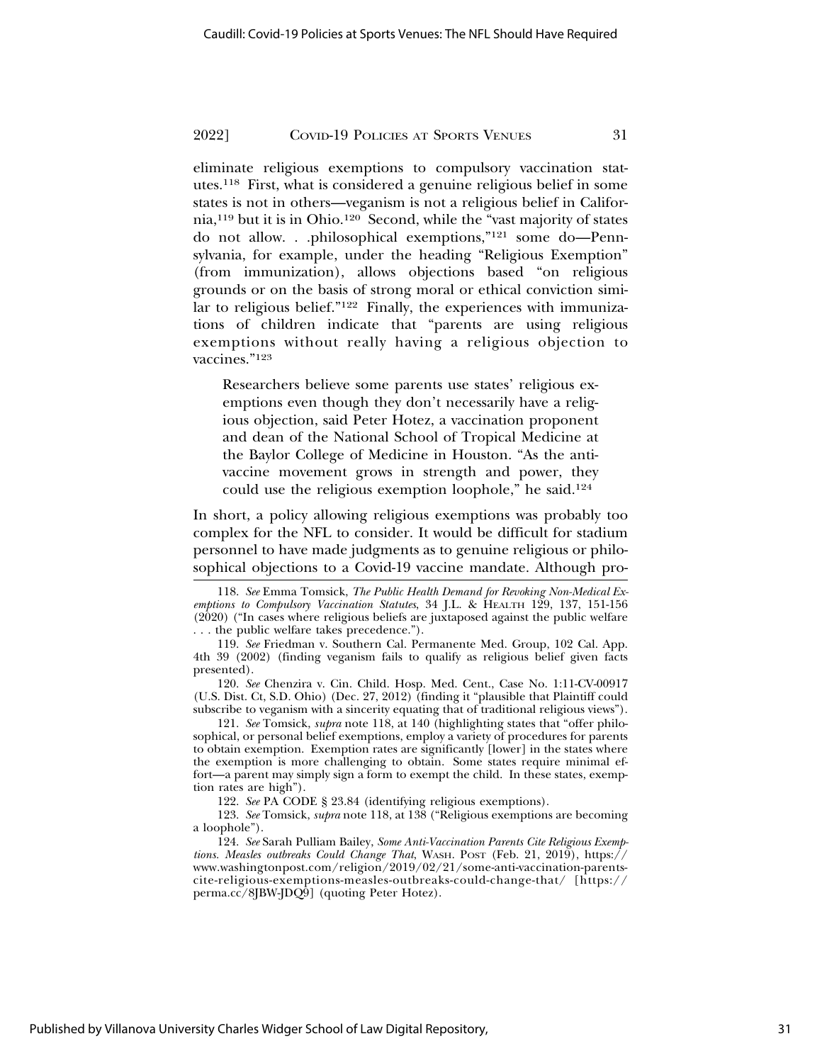eliminate religious exemptions to compulsory vaccination statutes.[118] First, what is considered a genuine religious belief in some states is not in others—veganism is not a religious belief in California,[119] but it is in Ohio.[120] Second, while the "vast majority of states do not allow. . .philosophical exemptions,"[121] some do—Pennsylvania, for example, under the heading "Religious Exemption" (from immunization), allows objections based "on religious grounds or on the basis of strong moral or ethical conviction similar to religious belief."[122] Finally, the experiences with immunizations of children indicate that "parents are using religious exemptions without really having a religious objection to vaccines."[123]

> Researchers believe some parents use states' religious exemptions even though they don't necessarily have a religious objection, said Peter Hotez, a vaccination proponent and dean of the National School of Tropical Medicine at the Baylor College of Medicine in Houston. "As the anti-vaccine movement grows in strength and power, they could use the religious exemption loophole," he said.[124]

In short, a policy allowing religious exemptions was probably too complex for the NFL to consider. It would be difficult for stadium personnel to have made judgments as to genuine religious or philosophical objections to a Covid-19 vaccine mandate. Although pro-

---

118. *See* Emma Tomsick, *The Public Health Demand for Revoking Non-Medical Exemptions to Compulsory Vaccination Statutes*, 34 J.L. & HEALTH 129, 137, 151-156 (2020) ("In cases where religious beliefs are juxtaposed against the public welfare . . . the public welfare takes precedence.").

119. *See* Friedman v. Southern Cal. Permanente Med. Group, 102 Cal. App. 4th 39 (2002) (finding veganism fails to qualify as religious belief given facts presented).

120. *See* Chenzira v. Cin. Child. Hosp. Med. Cent., Case No. 1:11-CV-00917 (U.S. Dist. Ct, S.D. Ohio) (Dec. 27, 2012) (finding it "plausible that Plaintiff could subscribe to veganism with a sincerity equating that of traditional religious views").

121. *See* Tomsick, *supra* note 118, at 140 (highlighting states that "offer philosophical, or personal belief exemptions, employ a variety of procedures for parents to obtain exemption. Exemption rates are significantly [lower] in the states where the exemption is more challenging to obtain. Some states require minimal effort—a parent may simply sign a form to exempt the child. In these states, exemption rates are high").

122. *See* PA CODE § 23.84 (identifying religious exemptions).

123. *See* Tomsick, *supra* note 118, at 138 ("Religious exemptions are becoming a loophole").

124. *See* Sarah Pulliam Bailey, *Some Anti-Vaccination Parents Cite Religious Exemptions. Measles outbreaks Could Change That*, WASH. POST (Feb. 21, 2019), https://www.washingtonpost.com/religion/2019/02/21/some-anti-vaccination-parents-cite-religious-exemptions-measles-outbreaks-could-change-that/ [https://perma.cc/8JBW-JDQ9] (quoting Peter Hotez).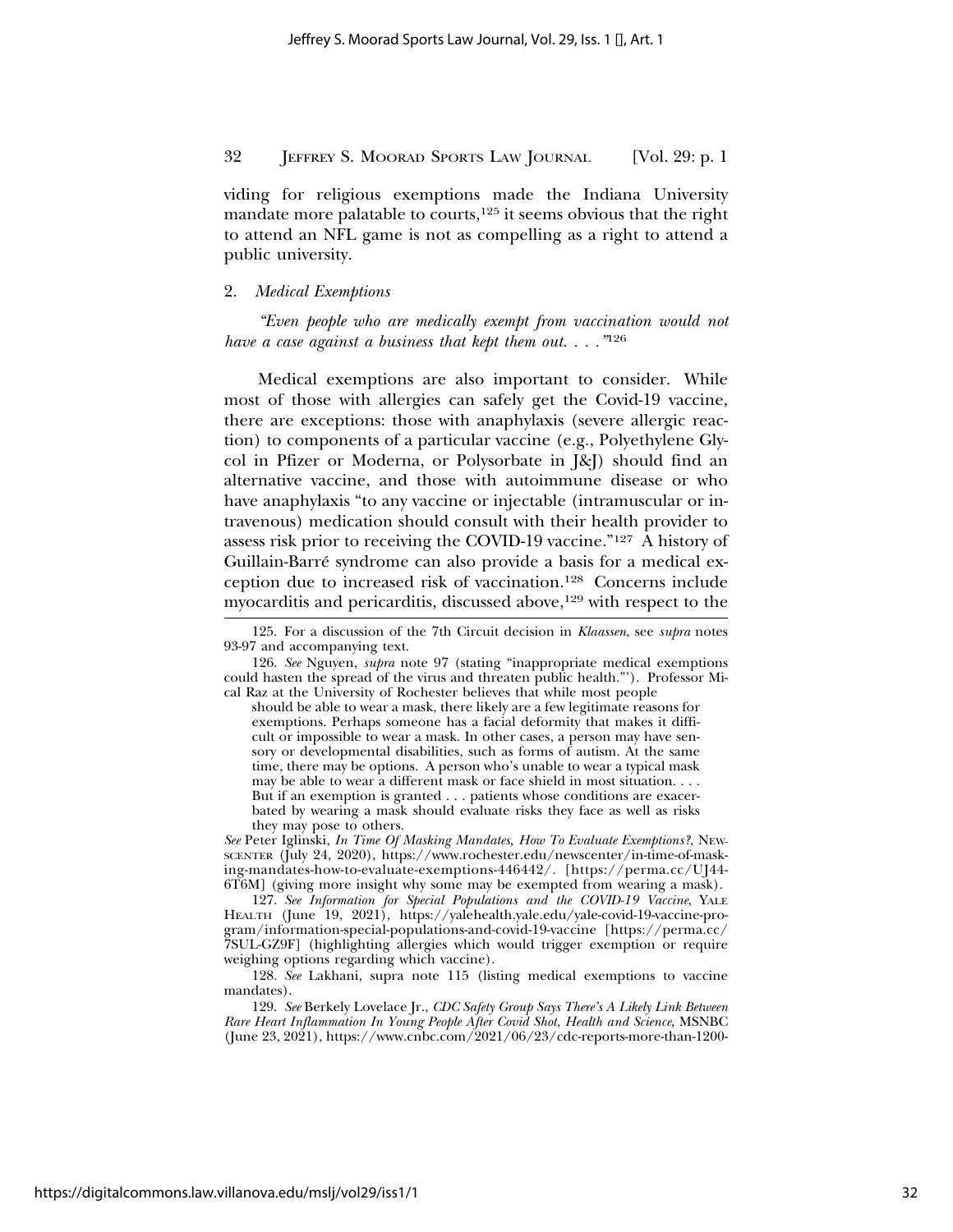viding for religious exemptions made the Indiana University mandate more palatable to courts,[125] it seems obvious that the right to attend an NFL game is not as compelling as a right to attend a public university.

### 2. *Medical Exemptions*

> *"Even people who are medically exempt from vaccination would not have a case against a business that kept them out. . . ."*[126]

Medical exemptions are also important to consider. While most of those with allergies can safely get the Covid-19 vaccine, there are exceptions: those with anaphylaxis (severe allergic reaction) to components of a particular vaccine (e.g., Polyethylene Glycol in Pfizer or Moderna, or Polysorbate in J&J) should find an alternative vaccine, and those with autoimmune disease or who have anaphylaxis "to any vaccine or injectable (intramuscular or intravenous) medication should consult with their health provider to assess risk prior to receiving the COVID-19 vaccine."[127] A history of Guillain-Barré syndrome can also provide a basis for a medical exception due to increased risk of vaccination.[128] Concerns include myocarditis and pericarditis, discussed above,[129] with respect to the

---

125. For a discussion of the 7th Circuit decision in *Klaassen*, see *supra* notes 93-97 and accompanying text.

126. *See* Nguyen, *supra* note 97 (stating "inappropriate medical exemptions could hasten the spread of the virus and threaten public health."'). Professor Mical Raz at the University of Rochester believes that while most people

> should be able to wear a mask, there likely are a few legitimate reasons for exemptions. Perhaps someone has a facial deformity that makes it difficult or impossible to wear a mask. In other cases, a person may have sensory or developmental disabilities, such as forms of autism. At the same time, there may be options. A person who's unable to wear a typical mask may be able to wear a different mask or face shield in most situation. . . . But if an exemption is granted . . . patients whose conditions are exacerbated by wearing a mask should evaluate risks they face as well as risks they may pose to others.

*See* Peter Iglinski, *In Time Of Masking Mandates, How To Evaluate Exemptions?*, NEWSCENTER (July 24, 2020), https://www.rochester.edu/newscenter/in-time-of-masking-mandates-how-to-evaluate-exemptions-446442/. [https://perma.cc/UJ44-6T6M] (giving more insight why some may be exempted from wearing a mask).

127. *See Information for Special Populations and the COVID-19 Vaccine*, YALE HEALTH (June 19, 2021), https://yalehealth.yale.edu/yale-covid-19-vaccine-program/information-special-populations-and-covid-19-vaccine [https://perma.cc/7SUL-GZ9F] (highlighting allergies which would trigger exemption or require weighing options regarding which vaccine).

128. *See* Lakhani, supra note 115 (listing medical exemptions to vaccine mandates).

129. *See* Berkely Lovelace Jr., *CDC Safety Group Says There's A Likely Link Between Rare Heart Inflammation In Young People After Covid Shot, Health and Science*, MSNBC (June 23, 2021), https://www.cnbc.com/2021/06/23/cdc-reports-more-than-1200-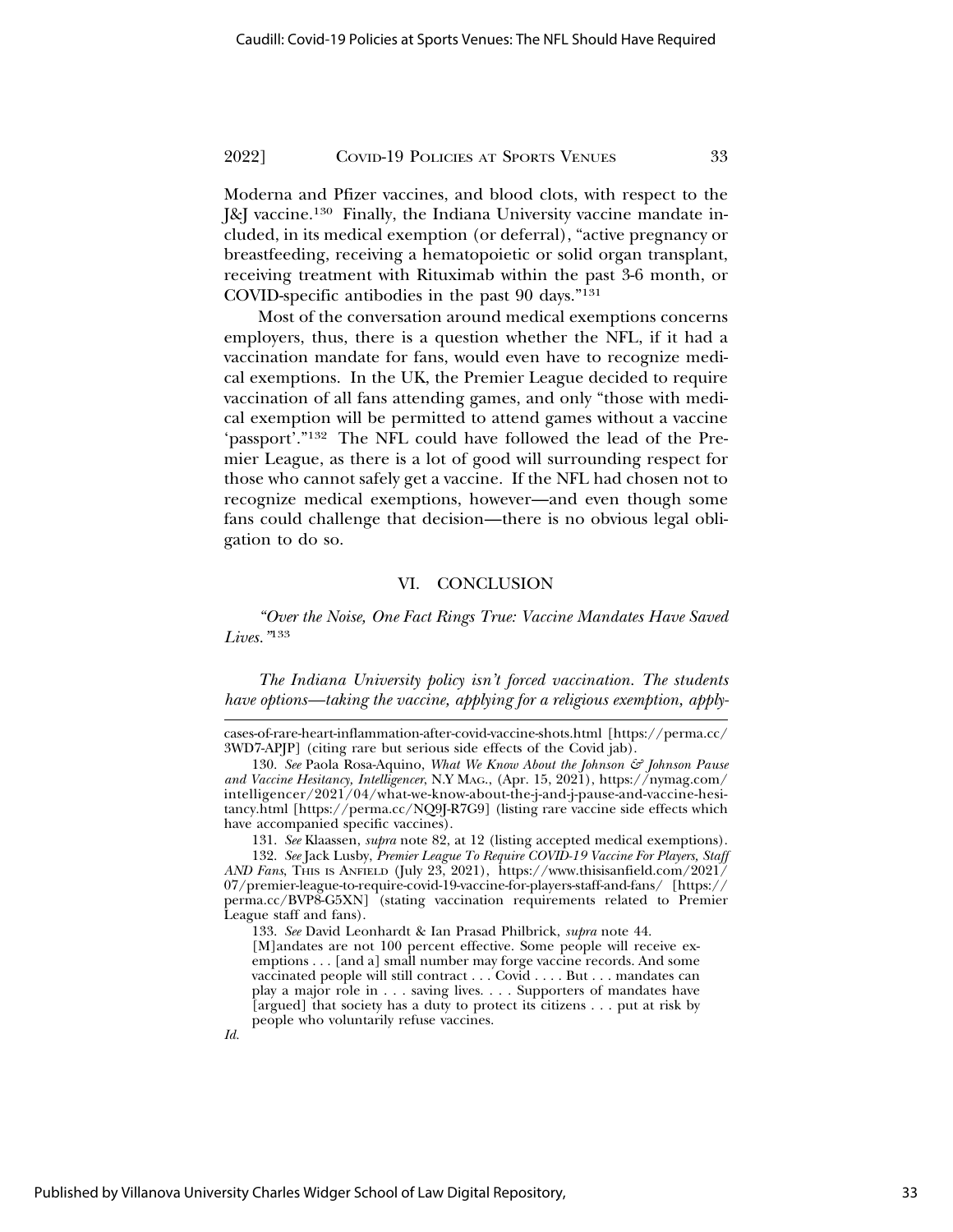Moderna and Pfizer vaccines, and blood clots, with respect to the J&J vaccine.[130] Finally, the Indiana University vaccine mandate included, in its medical exemption (or deferral), "active pregnancy or breastfeeding, receiving a hematopoietic or solid organ transplant, receiving treatment with Rituximab within the past 3-6 month, or COVID-specific antibodies in the past 90 days."[131]

Most of the conversation around medical exemptions concerns employers, thus, there is a question whether the NFL, if it had a vaccination mandate for fans, would even have to recognize medical exemptions. In the UK, the Premier League decided to require vaccination of all fans attending games, and only "those with medical exemption will be permitted to attend games without a vaccine 'passport'."[132] The NFL could have followed the lead of the Premier League, as there is a lot of good will surrounding respect for those who cannot safely get a vaccine. If the NFL had chosen not to recognize medical exemptions, however—and even though some fans could challenge that decision—there is no obvious legal obligation to do so.

## VI. CONCLUSION

*"Over the Noise, One Fact Rings True: Vaccine Mandates Have Saved Lives."*[133]

*The Indiana University policy isn't forced vaccination. The students have options—taking the vaccine, applying for a religious exemption, apply-*

---

cases-of-rare-heart-inflammation-after-covid-vaccine-shots.html [https://perma.cc/3WD7-APJP] (citing rare but serious side effects of the Covid jab).

130. *See* Paola Rosa-Aquino, *What We Know About the Johnson & Johnson Pause and Vaccine Hesitancy, Intelligencer*, N.Y MAG., (Apr. 15, 2021), https://nymag.com/intelligencer/2021/04/what-we-know-about-the-j-and-j-pause-and-vaccine-hesitancy.html [https://perma.cc/NQ9J-R7G9] (listing rare vaccine side effects which have accompanied specific vaccines).

131. *See* Klaassen, *supra* note 82, at 12 (listing accepted medical exemptions).

132. *See* Jack Lusby, *Premier League To Require COVID-19 Vaccine For Players, Staff AND Fans*, THIS IS ANFIELD (July 23, 2021), https://www.thisisanfield.com/2021/07/premier-league-to-require-covid-19-vaccine-for-players-staff-and-fans/ [https://perma.cc/BVP8-G5XN] (stating vaccination requirements related to Premier League staff and fans).

133. *See* David Leonhardt & Ian Prasad Philbrick, *supra* note 44.

> [M]andates are not 100 percent effective. Some people will receive exemptions . . . [and a] small number may forge vaccine records. And some vaccinated people will still contract . . . Covid . . . . But . . . mandates can play a major role in . . . saving lives. . . . Supporters of mandates have [argued] that society has a duty to protect its citizens . . . put at risk by people who voluntarily refuse vaccines.

*Id.*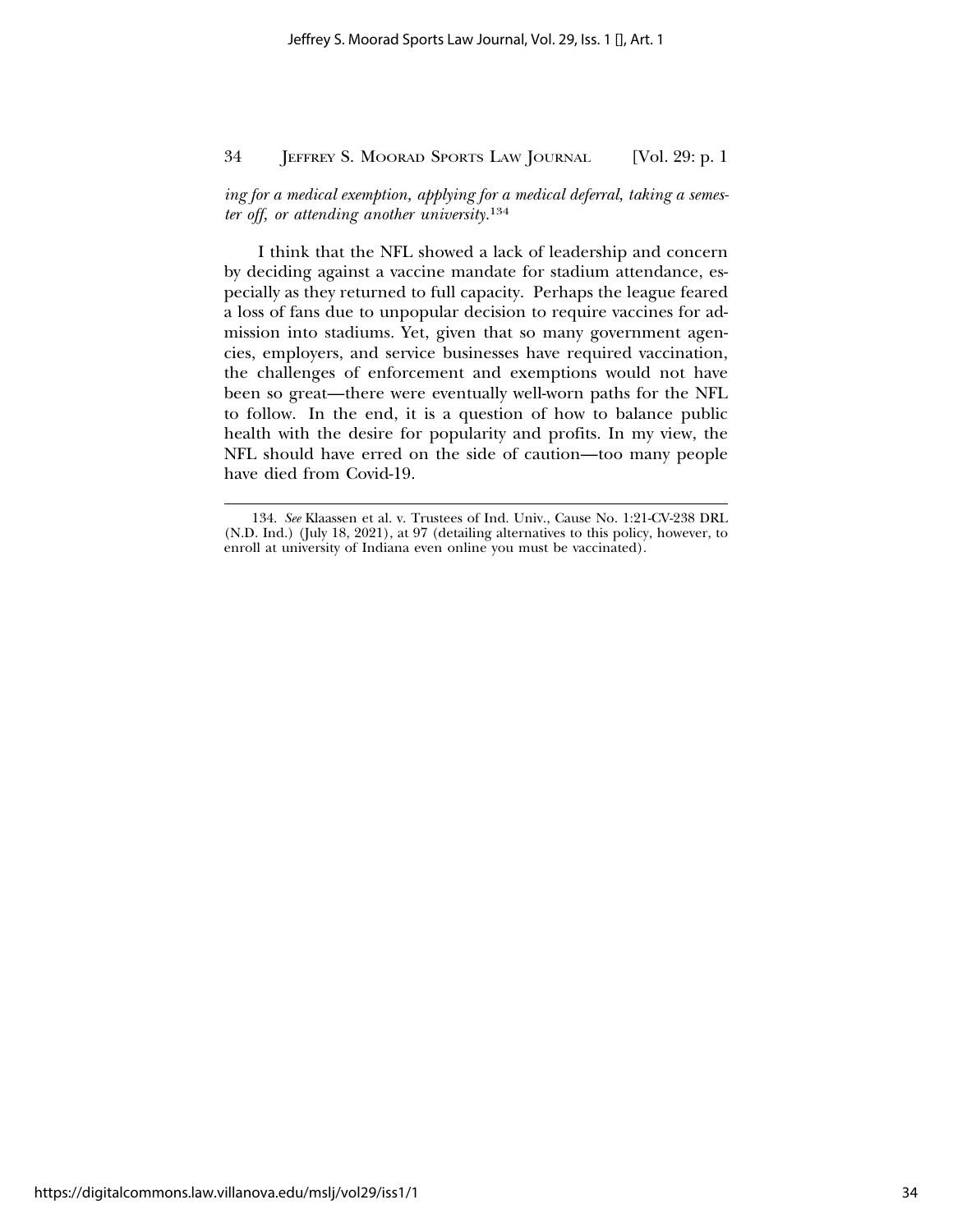*ing for a medical exemption, applying for a medical deferral, taking a semester off, or attending another university.*[134]

I think that the NFL showed a lack of leadership and concern by deciding against a vaccine mandate for stadium attendance, especially as they returned to full capacity. Perhaps the league feared a loss of fans due to unpopular decision to require vaccines for admission into stadiums. Yet, given that so many government agencies, employers, and service businesses have required vaccination, the challenges of enforcement and exemptions would not have been so great—there were eventually well-worn paths for the NFL to follow. In the end, it is a question of how to balance public health with the desire for popularity and profits. In my view, the NFL should have erred on the side of caution—too many people have died from Covid-19.

---

134. *See* Klaassen et al. v. Trustees of Ind. Univ., Cause No. 1:21-CV-238 DRL (N.D. Ind.) (July 18, 2021), at 97 (detailing alternatives to this policy, however, to enroll at university of Indiana even online you must be vaccinated).